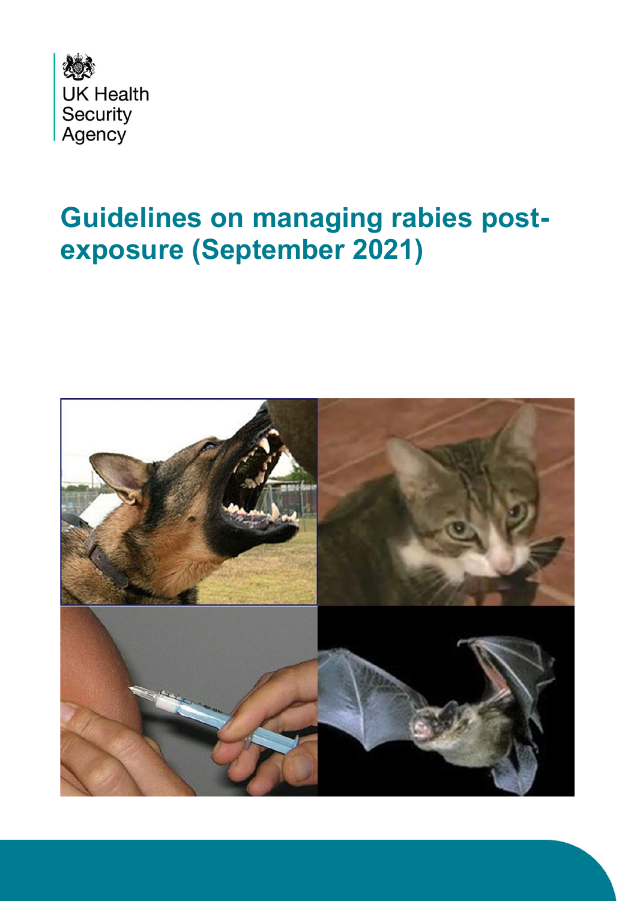UK Health Security Agency

# Guidelines on managing rabies post-exposure (September 2021)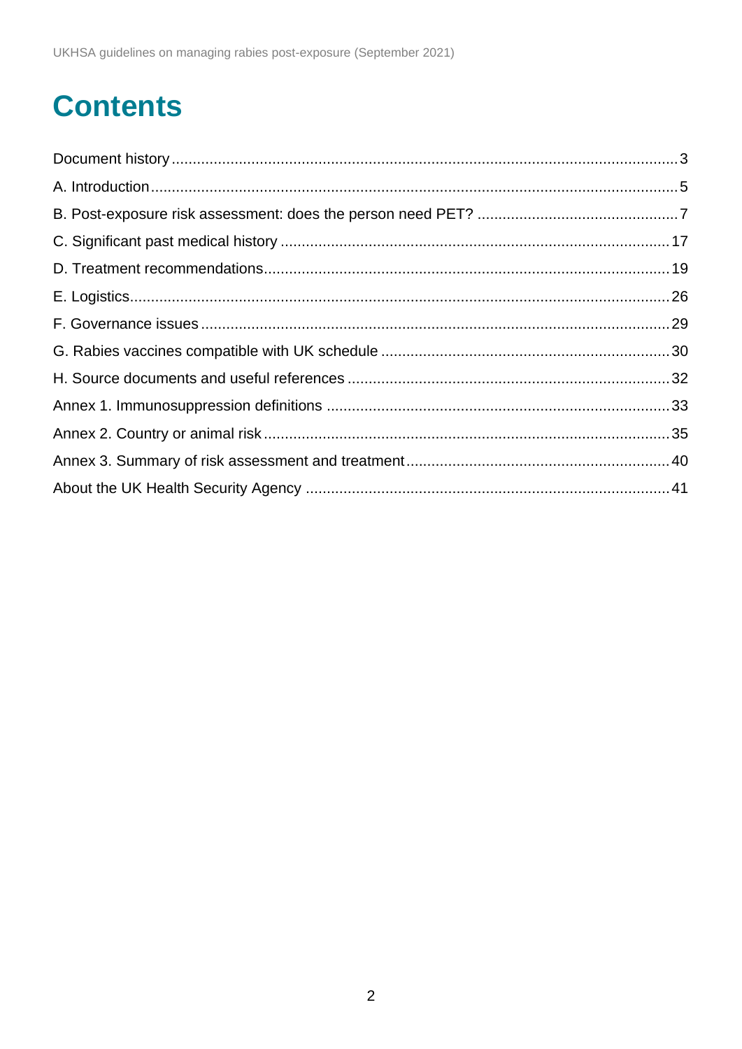# Contents

Document history ........................................................................................................................ 3
A. Introduction ............................................................................................................................ 5
B. Post-exposure risk assessment: does the person need PET? ................................................ 7
C. Significant past medical history ............................................................................................ 17
D. Treatment recommendations ................................................................................................ 19
E. Logistics ................................................................................................................................. 26
F. Governance issues ................................................................................................................ 29
G. Rabies vaccines compatible with UK schedule .................................................................... 30
H. Source documents and useful references ............................................................................ 32
Annex 1. Immunosuppression definitions ................................................................................. 33
Annex 2. Country or animal risk ................................................................................................ 35
Annex 3. Summary of risk assessment and treatment .............................................................. 40
About the UK Health Security Agency ...................................................................................... 41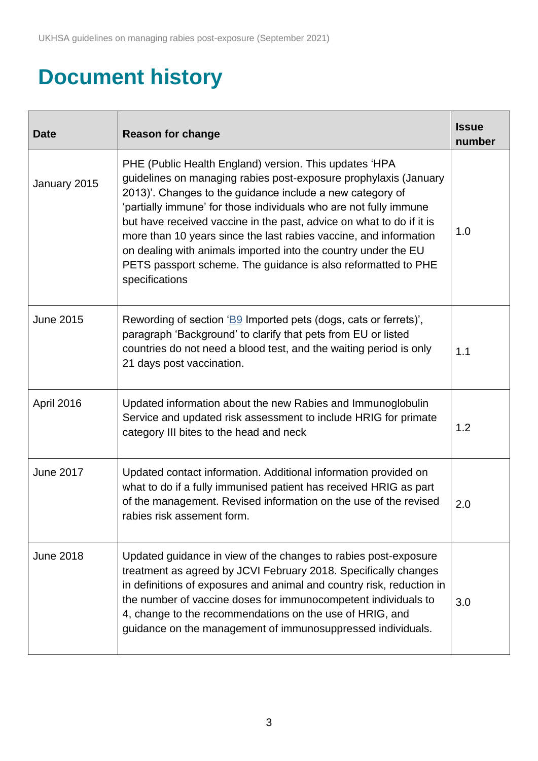# Document history

| Date | Reason for change | Issue number |
| --- | --- | --- |
| January 2015 | PHE (Public Health England) version. This updates 'HPA guidelines on managing rabies post-exposure prophylaxis (January 2013)'. Changes to the guidance include a new category of 'partially immune' for those individuals who are not fully immune but have received vaccine in the past, advice on what to do if it is more than 10 years since the last rabies vaccine, and information on dealing with animals imported into the country under the EU PETS passport scheme. The guidance is also reformatted to PHE specifications | 1.0 |
| June 2015 | Rewording of section 'B9 Imported pets (dogs, cats or ferrets)', paragraph 'Background' to clarify that pets from EU or listed countries do not need a blood test, and the waiting period is only 21 days post vaccination. | 1.1 |
| April 2016 | Updated information about the new Rabies and Immunoglobulin Service and updated risk assessment to include HRIG for primate category III bites to the head and neck | 1.2 |
| June 2017 | Updated contact information. Additional information provided on what to do if a fully immunised patient has received HRIG as part of the management. Revised information on the use of the revised rabies risk assement form. | 2.0 |
| June 2018 | Updated guidance in view of the changes to rabies post-exposure treatment as agreed by JCVI February 2018. Specifically changes in definitions of exposures and animal and country risk, reduction in the number of vaccine doses for immunocompetent individuals to 4, change to the recommendations on the use of HRIG, and guidance on the management of immunosuppressed individuals. | 3.0 |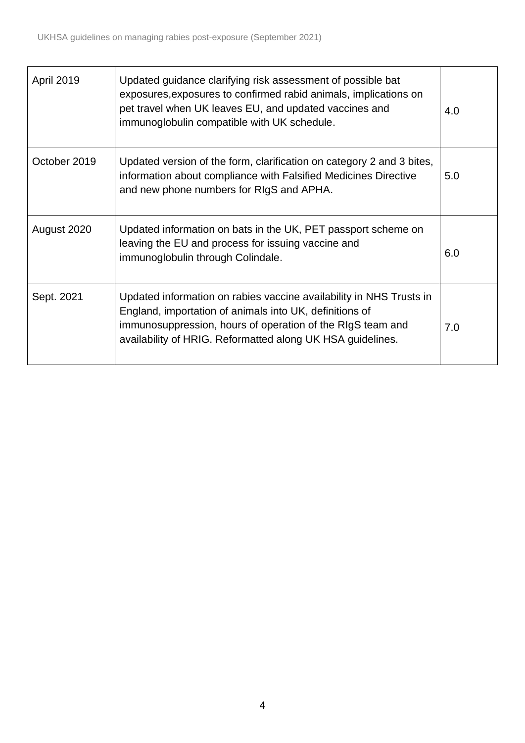| | | |
|---|---|---|
| April 2019 | Updated guidance clarifying risk assessment of possible bat exposures,exposures to confirmed rabid animals, implications on pet travel when UK leaves EU, and updated vaccines and immunoglobulin compatible with UK schedule. | 4.0 |
| October 2019 | Updated version of the form, clarification on category 2 and 3 bites, information about compliance with Falsified Medicines Directive and new phone numbers for RIgS and APHA. | 5.0 |
| August 2020 | Updated information on bats in the UK, PET passport scheme on leaving the EU and process for issuing vaccine and immunoglobulin through Colindale. | 6.0 |
| Sept. 2021 | Updated information on rabies vaccine availability in NHS Trusts in England, importation of animals into UK, definitions of immunosuppression, hours of operation of the RIgS team and availability of HRIG. Reformatted along UK HSA guidelines. | 7.0 |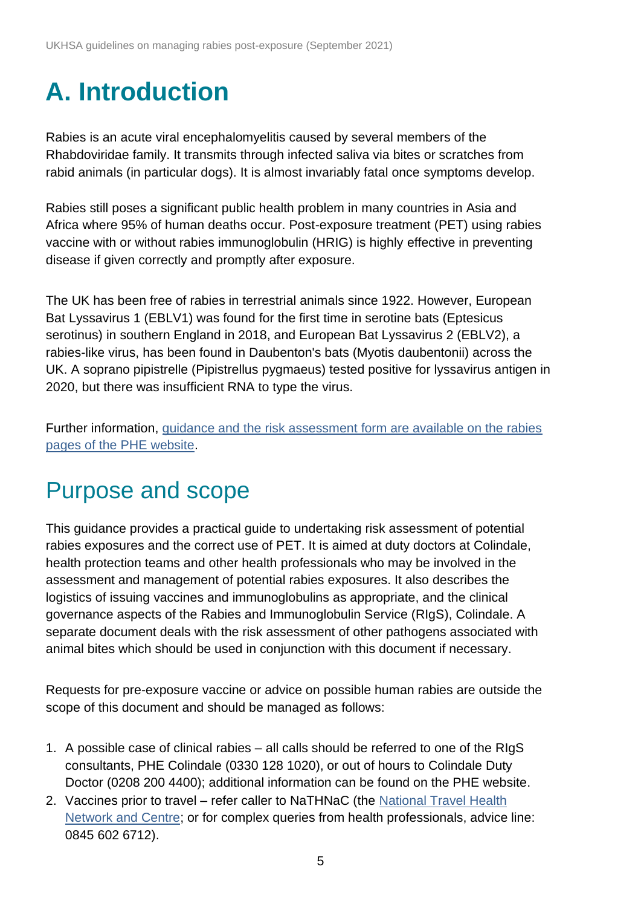# A. Introduction

Rabies is an acute viral encephalomyelitis caused by several members of the Rhabdoviridae family. It transmits through infected saliva via bites or scratches from rabid animals (in particular dogs). It is almost invariably fatal once symptoms develop.

Rabies still poses a significant public health problem in many countries in Asia and Africa where 95% of human deaths occur. Post-exposure treatment (PET) using rabies vaccine with or without rabies immunoglobulin (HRIG) is highly effective in preventing disease if given correctly and promptly after exposure.

The UK has been free of rabies in terrestrial animals since 1922. However, European Bat Lyssavirus 1 (EBLV1) was found for the first time in serotine bats (Eptesicus serotinus) in southern England in 2018, and European Bat Lyssavirus 2 (EBLV2), a rabies-like virus, has been found in Daubenton's bats (Myotis daubentonii) across the UK. A soprano pipistrelle (Pipistrellus pygmaeus) tested positive for lyssavirus antigen in 2020, but there was insufficient RNA to type the virus.

Further information, guidance and the risk assessment form are available on the rabies pages of the PHE website.

## Purpose and scope

This guidance provides a practical guide to undertaking risk assessment of potential rabies exposures and the correct use of PET. It is aimed at duty doctors at Colindale, health protection teams and other health professionals who may be involved in the assessment and management of potential rabies exposures. It also describes the logistics of issuing vaccines and immunoglobulins as appropriate, and the clinical governance aspects of the Rabies and Immunoglobulin Service (RIgS), Colindale. A separate document deals with the risk assessment of other pathogens associated with animal bites which should be used in conjunction with this document if necessary.

Requests for pre-exposure vaccine or advice on possible human rabies are outside the scope of this document and should be managed as follows:

1. A possible case of clinical rabies – all calls should be referred to one of the RIgS consultants, PHE Colindale (0330 128 1020), or out of hours to Colindale Duty Doctor (0208 200 4400); additional information can be found on the PHE website.
2. Vaccines prior to travel – refer caller to NaTHNaC (the National Travel Health Network and Centre; or for complex queries from health professionals, advice line: 0845 602 6712).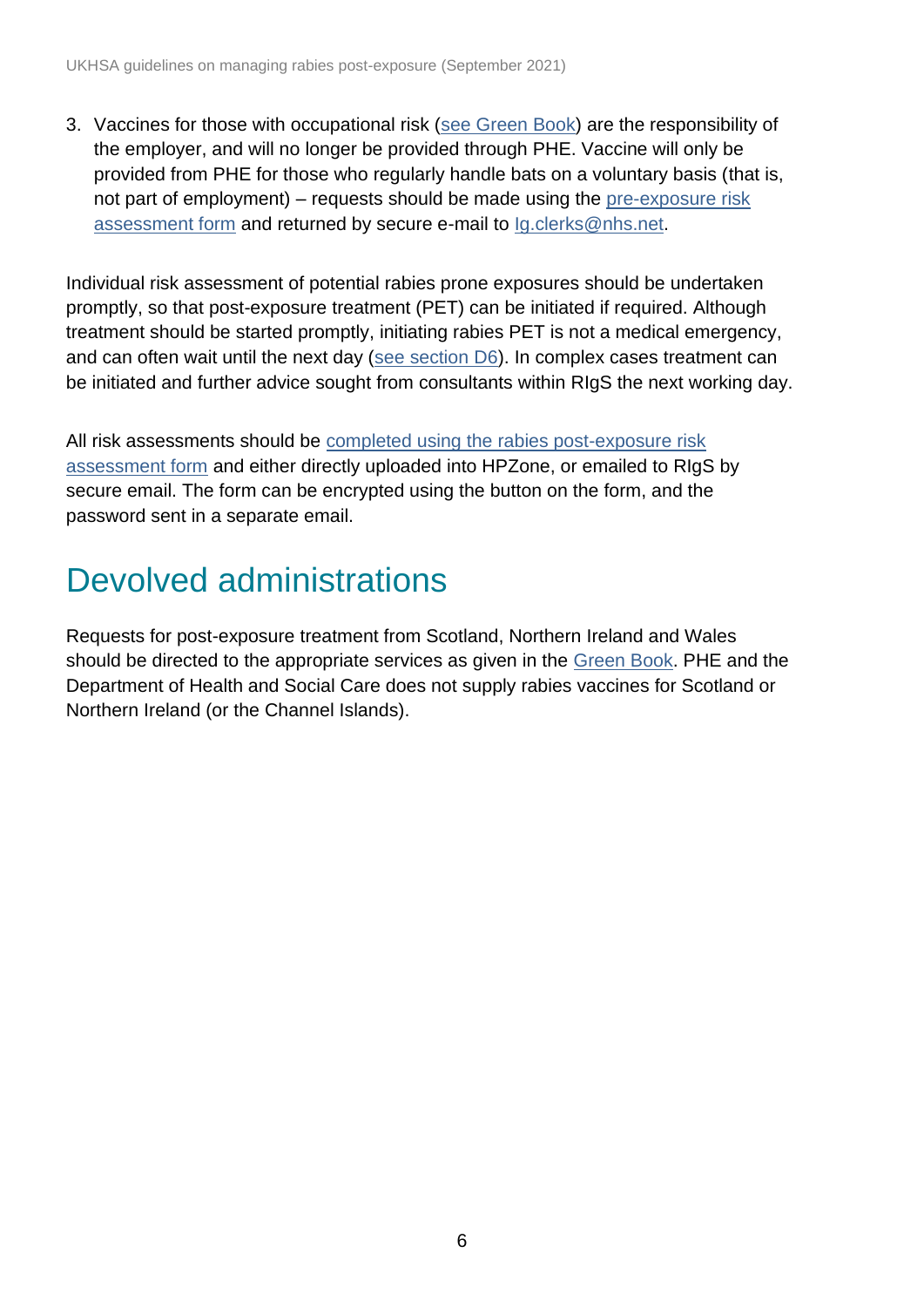3. Vaccines for those with occupational risk (see Green Book) are the responsibility of the employer, and will no longer be provided through PHE. Vaccine will only be provided from PHE for those who regularly handle bats on a voluntary basis (that is, not part of employment) – requests should be made using the pre-exposure risk assessment form and returned by secure e-mail to Ig.clerks@nhs.net.

Individual risk assessment of potential rabies prone exposures should be undertaken promptly, so that post-exposure treatment (PET) can be initiated if required. Although treatment should be started promptly, initiating rabies PET is not a medical emergency, and can often wait until the next day (see section D6). In complex cases treatment can be initiated and further advice sought from consultants within RIgS the next working day.

All risk assessments should be completed using the rabies post-exposure risk assessment form and either directly uploaded into HPZone, or emailed to RIgS by secure email. The form can be encrypted using the button on the form, and the password sent in a separate email.

# Devolved administrations

Requests for post-exposure treatment from Scotland, Northern Ireland and Wales should be directed to the appropriate services as given in the Green Book. PHE and the Department of Health and Social Care does not supply rabies vaccines for Scotland or Northern Ireland (or the Channel Islands).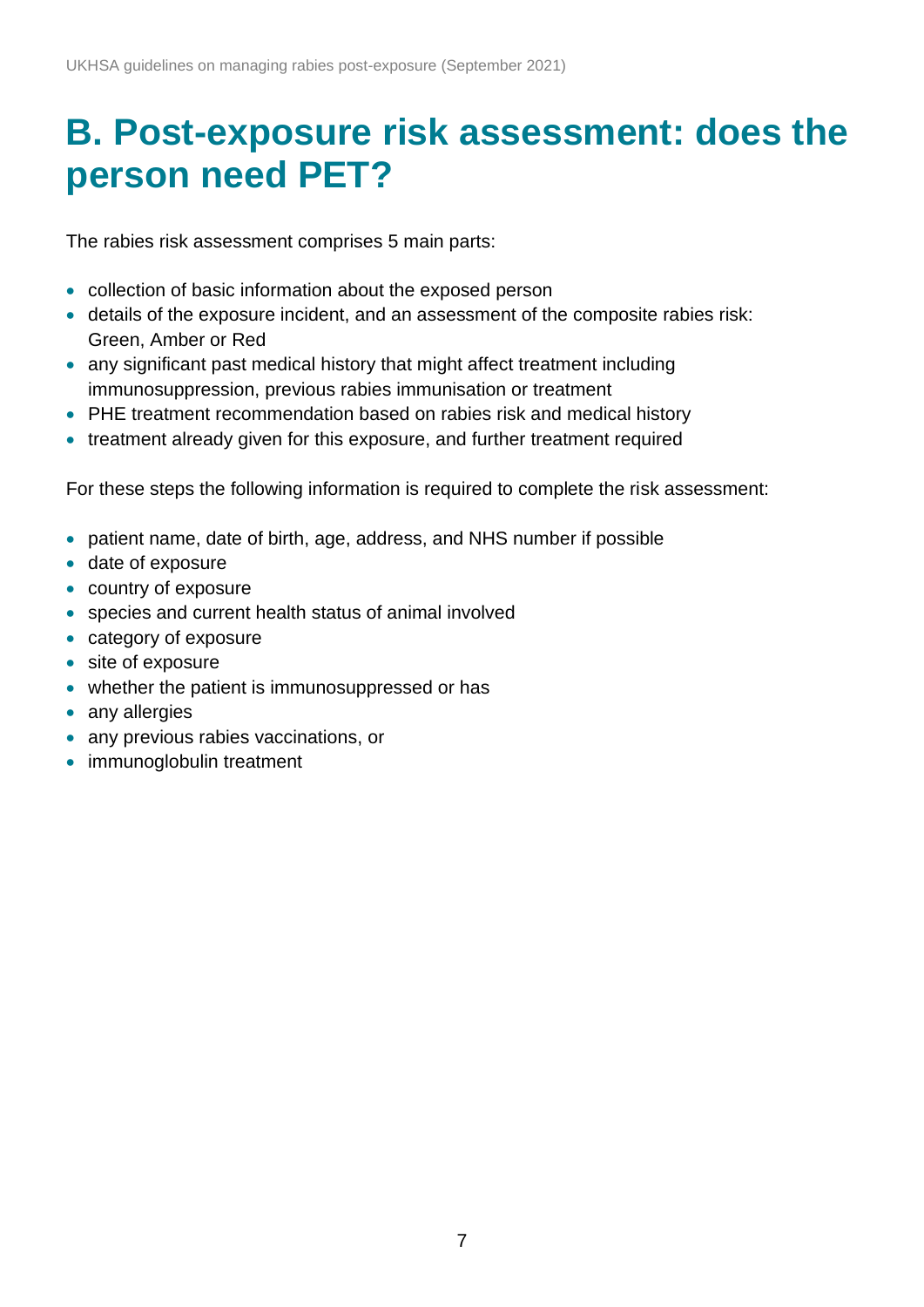# B. Post-exposure risk assessment: does the person need PET?

The rabies risk assessment comprises 5 main parts:

- collection of basic information about the exposed person
- details of the exposure incident, and an assessment of the composite rabies risk: Green, Amber or Red
- any significant past medical history that might affect treatment including immunosuppression, previous rabies immunisation or treatment
- PHE treatment recommendation based on rabies risk and medical history
- treatment already given for this exposure, and further treatment required

For these steps the following information is required to complete the risk assessment:

- patient name, date of birth, age, address, and NHS number if possible
- date of exposure
- country of exposure
- species and current health status of animal involved
- category of exposure
- site of exposure
- whether the patient is immunosuppressed or has
- any allergies
- any previous rabies vaccinations, or
- immunoglobulin treatment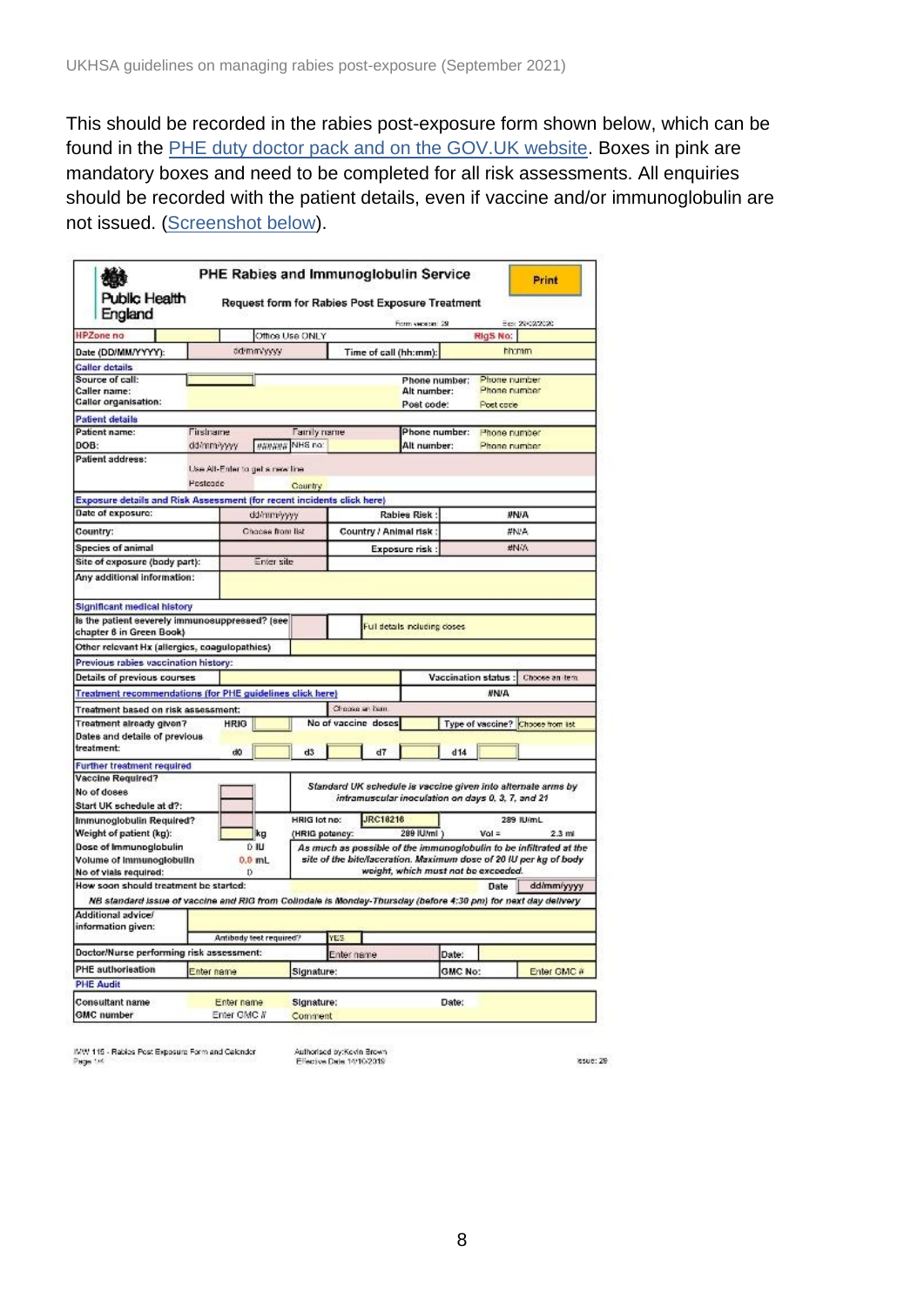This should be recorded in the rabies post-exposure form shown below, which can be found in the PHE duty doctor pack and on the GOV.UK website. Boxes in pink are mandatory boxes and need to be completed for all risk assessments. All enquiries should be recorded with the patient details, even if vaccine and/or immunoglobulin are not issued. (Screenshot below).

**Public Health England**

**PHE Rabies and Immunoglobulin Service** — Print

**Request form for Rabies Post Exposure Treatment**

Form version: 29 — Eco: 29/02/2020

| | | | | |
|---|---|---|---|---|
| HPZone no | | Office Use ONLY | RIgS No: | |
| Date (DD/MM/YYYY): | dd/mm/yyyy | Time of call (hh:mm): | hh:mm | |

**Caller details**

| | | | |
|---|---|---|---|
| Source of call: | | Phone number: | Phone number |
| Caller name: | | Alt number: | Phone number |
| Caller organisation: | | Post code: | Post code |

**Patient details**

| | | | | |
|---|---|---|---|---|
| Patient name: | Firstname | Family name | Phone number: | Phone number |
| DOB: | dd/mm/yyyy | ####### NHS no: | Alt number: | Phone number |
| Patient address: | Use Alt-Enter to get a new line | | | |
| | Postcode | Country | | |

**Exposure details and Risk Assessment (for recent incidents click here)**

| | | | |
|---|---|---|---|
| Date of exposure: | dd/mm/yyyy | Rabies Risk : | #N/A |
| Country: | Choose from list | Country / Animal risk : | #N/A |
| Species of animal | | Exposure risk : | #N/A |
| Site of exposure (body part): | Enter site | | |
| Any additional information: | | | |

**Significant medical history**

| | | |
|---|---|---|
| Is the patient severely immunosuppressed? (see chapter 6 in Green Book) | | Full details including doses |
| Other relevant Hx (allergies, coagulopathies) | | |

**Previous rabies vaccination history:**

| | | | |
|---|---|---|---|
| Details of previous courses | | Vaccination status : | Choose an item. |

| | |
|---|---|
| Treatment recommendations (for PHE guidelines click here) | #N/A |
| Treatment based on risk assessment: | Choose an item. |

| | | | | | | | |
|---|---|---|---|---|---|---|---|
| Treatment already given? | HRIG | | No of vaccine doses | | Type of vaccine? | Choose from list | |
| Dates and details of previous treatment: | d0 | | d3 | | d7 | | d14 |

**Further treatment required**

| | | |
|---|---|---|
| Vaccine Required? | | *Standard UK schedule is vaccine given into alternate arms by intramuscular inoculation on days 0, 3, 7, and 21* |
| No of doses | | |
| Start UK schedule at d?: | | |

| | | | | | |
|---|---|---|---|---|---|
| Immunoglobulin Required? | | HRIG lot no: | JRC18216 | 289 IU/mL | |
| Weight of patient (kg): | kg | (HRIG potency: | 289 IU/ml ) | Vol = | 2.3 ml |
| Dose of Immunoglobulin | 0 IU | *As much as possible of the immunoglobulin to be infiltrated at the site of the bite/laceration. Maximum dose of 20 IU per kg of body weight, which must not be exceeded.* | | | |
| Volume of Immunoglobulin | 0.0 mL | | | | |
| No of vials required: | 0 | | | | |
| How soon should treatment be started: | | | | Date | dd/mm/yyyy |

*NB standard issue of vaccine and RIG from Colindale is Monday-Thursday (before 4:30 pm) for next day delivery*

| | | | | |
|---|---|---|---|---|
| Additional advice/ information given: | | | | |
| | Antibody test required? | YES | | |
| Doctor/Nurse performing risk assessment: | | Enter name | Date: | |
| PHE authorisation | Enter name | Signature: | GMC No: | Enter GMC # |

**PHE Audit**

| | | | |
|---|---|---|---|
| Consultant name | Enter name | Signature: | Date: |
| GMC number | Enter GMC # | Comment | |

IMW 116 - Rabies Post Exposure Form and Calendar — Page 1/4 — Authorised by: Kevin Brown — Effective Date 14/10/2019 — Issue: 29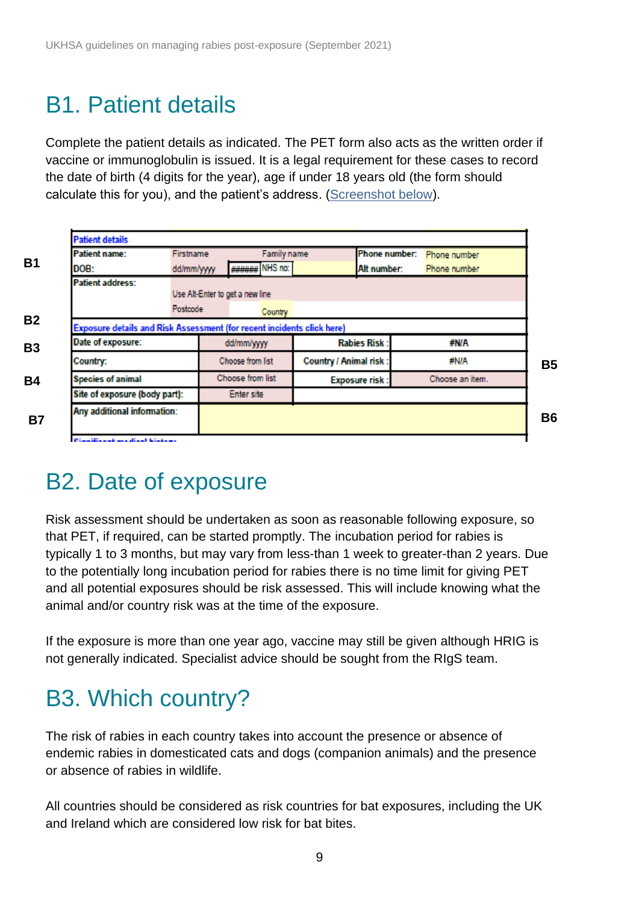# B1. Patient details

Complete the patient details as indicated. The PET form also acts as the written order if vaccine or immunoglobulin is issued. It is a legal requirement for these cases to record the date of birth (4 digits for the year), age if under 18 years old (the form should calculate this for you), and the patient's address. (Screenshot below).

| | Patient details | | | | | | |
|---|---|---|---|---|---|---|---|
| B1 | Patient name: | Firstname | | Family name | Phone number: | Phone number | |
| | DOB: | dd/mm/yyyy | ###### | NHS no: | Alt number: | Phone number | |
| | Patient address: | Use Alt-Enter to get a new line | | | | | |
| | | Postcode | | Country | | | |
| B2 | Exposure details and Risk Assessment (for recent incidents click here) | | | | | | |
| B3 | Date of exposure: | dd/mm/yyyy | | Rabies Risk : | #N/A | | |
| | Country: | Choose from list | | Country / Animal risk : | #N/A | | B5 |
| B4 | Species of animal | Choose from list | | Exposure risk : | Choose an item. | | |
| | Site of exposure (body part): | Enter site | | | | | |
| B7 | Any additional information: | | | | | | B6 |

# B2. Date of exposure

Risk assessment should be undertaken as soon as reasonable following exposure, so that PET, if required, can be started promptly. The incubation period for rabies is typically 1 to 3 months, but may vary from less-than 1 week to greater-than 2 years. Due to the potentially long incubation period for rabies there is no time limit for giving PET and all potential exposures should be risk assessed. This will include knowing what the animal and/or country risk was at the time of the exposure.

If the exposure is more than one year ago, vaccine may still be given although HRIG is not generally indicated. Specialist advice should be sought from the RIgS team.

# B3. Which country?

The risk of rabies in each country takes into account the presence or absence of endemic rabies in domesticated cats and dogs (companion animals) and the presence or absence of rabies in wildlife.

All countries should be considered as risk countries for bat exposures, including the UK and Ireland which are considered low risk for bat bites.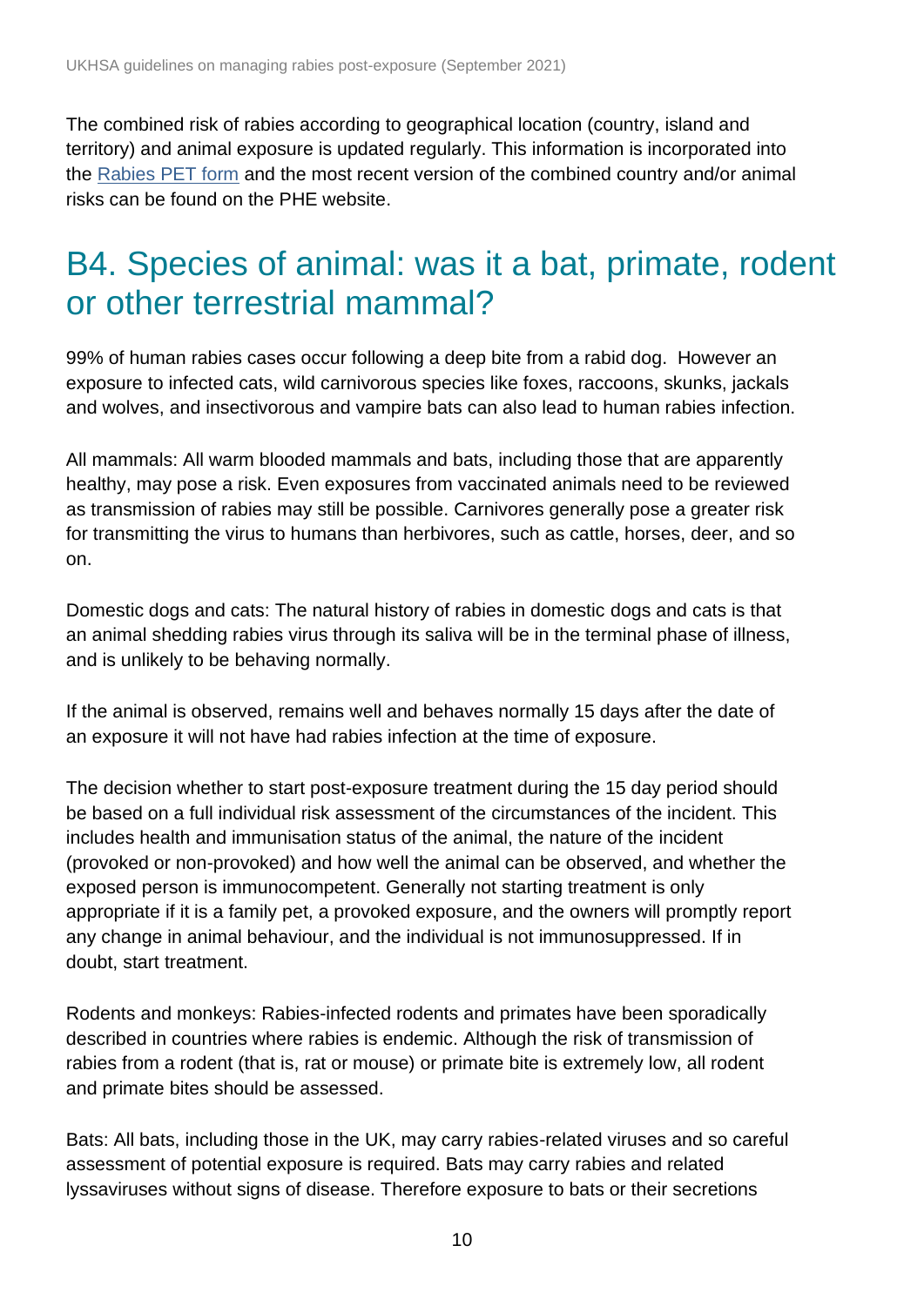The combined risk of rabies according to geographical location (country, island and territory) and animal exposure is updated regularly. This information is incorporated into the [Rabies PET form](https://www.gov.uk/) and the most recent version of the combined country and/or animal risks can be found on the PHE website.

## B4. Species of animal: was it a bat, primate, rodent or other terrestrial mammal?

99% of human rabies cases occur following a deep bite from a rabid dog. However an exposure to infected cats, wild carnivorous species like foxes, raccoons, skunks, jackals and wolves, and insectivorous and vampire bats can also lead to human rabies infection.

All mammals: All warm blooded mammals and bats, including those that are apparently healthy, may pose a risk. Even exposures from vaccinated animals need to be reviewed as transmission of rabies may still be possible. Carnivores generally pose a greater risk for transmitting the virus to humans than herbivores, such as cattle, horses, deer, and so on.

Domestic dogs and cats: The natural history of rabies in domestic dogs and cats is that an animal shedding rabies virus through its saliva will be in the terminal phase of illness, and is unlikely to be behaving normally.

If the animal is observed, remains well and behaves normally 15 days after the date of an exposure it will not have had rabies infection at the time of exposure.

The decision whether to start post-exposure treatment during the 15 day period should be based on a full individual risk assessment of the circumstances of the incident. This includes health and immunisation status of the animal, the nature of the incident (provoked or non-provoked) and how well the animal can be observed, and whether the exposed person is immunocompetent. Generally not starting treatment is only appropriate if it is a family pet, a provoked exposure, and the owners will promptly report any change in animal behaviour, and the individual is not immunosuppressed. If in doubt, start treatment.

Rodents and monkeys: Rabies-infected rodents and primates have been sporadically described in countries where rabies is endemic. Although the risk of transmission of rabies from a rodent (that is, rat or mouse) or primate bite is extremely low, all rodent and primate bites should be assessed.

Bats: All bats, including those in the UK, may carry rabies-related viruses and so careful assessment of potential exposure is required. Bats may carry rabies and related lyssaviruses without signs of disease. Therefore exposure to bats or their secretions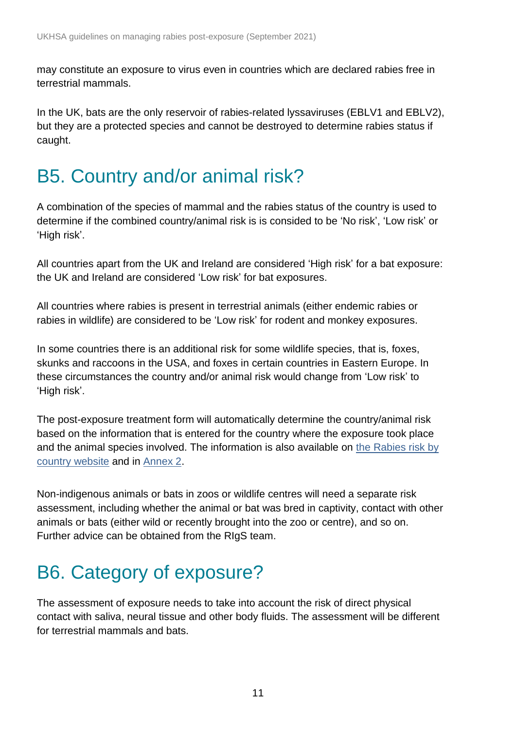may constitute an exposure to virus even in countries which are declared rabies free in terrestrial mammals.

In the UK, bats are the only reservoir of rabies-related lyssaviruses (EBLV1 and EBLV2), but they are a protected species and cannot be destroyed to determine rabies status if caught.

## B5. Country and/or animal risk?

A combination of the species of mammal and the rabies status of the country is used to determine if the combined country/animal risk is is consided to be 'No risk', 'Low risk' or 'High risk'.

All countries apart from the UK and Ireland are considered 'High risk' for a bat exposure: the UK and Ireland are considered 'Low risk' for bat exposures.

All countries where rabies is present in terrestrial animals (either endemic rabies or rabies in wildlife) are considered to be 'Low risk' for rodent and monkey exposures.

In some countries there is an additional risk for some wildlife species, that is, foxes, skunks and raccoons in the USA, and foxes in certain countries in Eastern Europe. In these circumstances the country and/or animal risk would change from 'Low risk' to 'High risk'.

The post-exposure treatment form will automatically determine the country/animal risk based on the information that is entered for the country where the exposure took place and the animal species involved. The information is also available on the Rabies risk by country website and in Annex 2.

Non-indigenous animals or bats in zoos or wildlife centres will need a separate risk assessment, including whether the animal or bat was bred in captivity, contact with other animals or bats (either wild or recently brought into the zoo or centre), and so on. Further advice can be obtained from the RIgS team.

## B6. Category of exposure?

The assessment of exposure needs to take into account the risk of direct physical contact with saliva, neural tissue and other body fluids. The assessment will be different for terrestrial mammals and bats.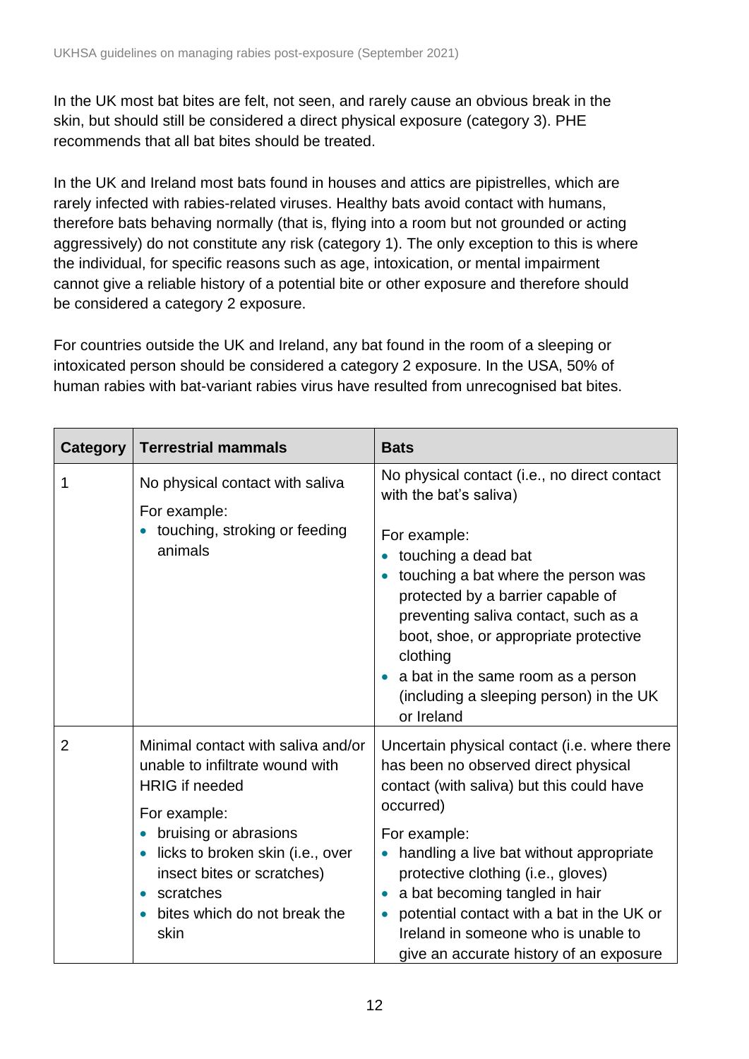In the UK most bat bites are felt, not seen, and rarely cause an obvious break in the skin, but should still be considered a direct physical exposure (category 3). PHE recommends that all bat bites should be treated.

In the UK and Ireland most bats found in houses and attics are pipistrelles, which are rarely infected with rabies-related viruses. Healthy bats avoid contact with humans, therefore bats behaving normally (that is, flying into a room but not grounded or acting aggressively) do not constitute any risk (category 1). The only exception to this is where the individual, for specific reasons such as age, intoxication, or mental impairment cannot give a reliable history of a potential bite or other exposure and therefore should be considered a category 2 exposure.

For countries outside the UK and Ireland, any bat found in the room of a sleeping or intoxicated person should be considered a category 2 exposure. In the USA, 50% of human rabies with bat-variant rabies virus have resulted from unrecognised bat bites.

| Category | Terrestrial mammals | Bats |
| --- | --- | --- |
| 1 | No physical contact with saliva<br>For example:<br>• touching, stroking or feeding animals | No physical contact (i.e., no direct contact with the bat's saliva)<br>For example:<br>• touching a dead bat<br>• touching a bat where the person was protected by a barrier capable of preventing saliva contact, such as a boot, shoe, or appropriate protective clothing<br>• a bat in the same room as a person (including a sleeping person) in the UK or Ireland |
| 2 | Minimal contact with saliva and/or unable to infiltrate wound with HRIG if needed<br>For example:<br>• bruising or abrasions<br>• licks to broken skin (i.e., over insect bites or scratches)<br>• scratches<br>• bites which do not break the skin | Uncertain physical contact (i.e. where there has been no observed direct physical contact (with saliva) but this could have occurred)<br>For example:<br>• handling a live bat without appropriate protective clothing (i.e., gloves)<br>• a bat becoming tangled in hair<br>• potential contact with a bat in the UK or Ireland in someone who is unable to give an accurate history of an exposure |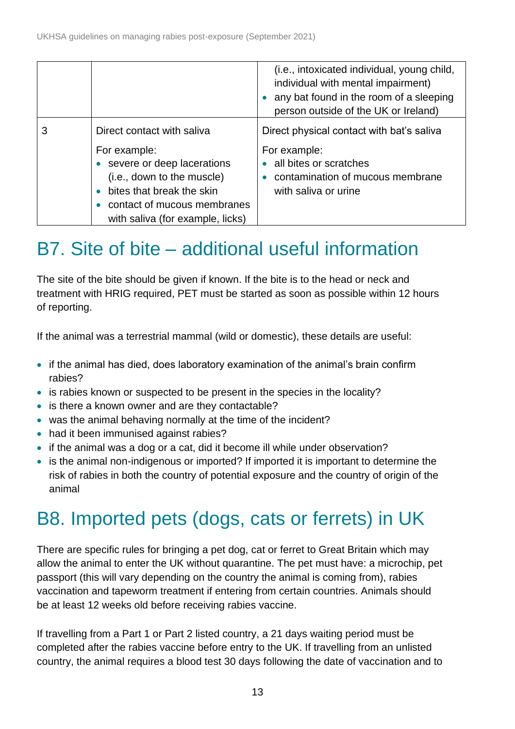| | | (i.e., intoxicated individual, young child, individual with mental impairment)<br>• any bat found in the room of a sleeping person outside of the UK or Ireland) |
|---|---|---|
| 3 | Direct contact with saliva<br><br>For example:<br>• severe or deep lacerations (i.e., down to the muscle)<br>• bites that break the skin<br>• contact of mucous membranes with saliva (for example, licks) | Direct physical contact with bat's saliva<br><br>For example:<br>• all bites or scratches<br>• contamination of mucous membrane with saliva or urine |

# B7. Site of bite – additional useful information

The site of the bite should be given if known. If the bite is to the head or neck and treatment with HRIG required, PET must be started as soon as possible within 12 hours of reporting.

If the animal was a terrestrial mammal (wild or domestic), these details are useful:

- if the animal has died, does laboratory examination of the animal's brain confirm rabies?
- is rabies known or suspected to be present in the species in the locality?
- is there a known owner and are they contactable?
- was the animal behaving normally at the time of the incident?
- had it been immunised against rabies?
- if the animal was a dog or a cat, did it become ill while under observation?
- is the animal non-indigenous or imported? If imported it is important to determine the risk of rabies in both the country of potential exposure and the country of origin of the animal

# B8. Imported pets (dogs, cats or ferrets) in UK

There are specific rules for bringing a pet dog, cat or ferret to Great Britain which may allow the animal to enter the UK without quarantine. The pet must have: a microchip, pet passport (this will vary depending on the country the animal is coming from), rabies vaccination and tapeworm treatment if entering from certain countries. Animals should be at least 12 weeks old before receiving rabies vaccine.

If travelling from a Part 1 or Part 2 listed country, a 21 days waiting period must be completed after the rabies vaccine before entry to the UK. If travelling from an unlisted country, the animal requires a blood test 30 days following the date of vaccination and to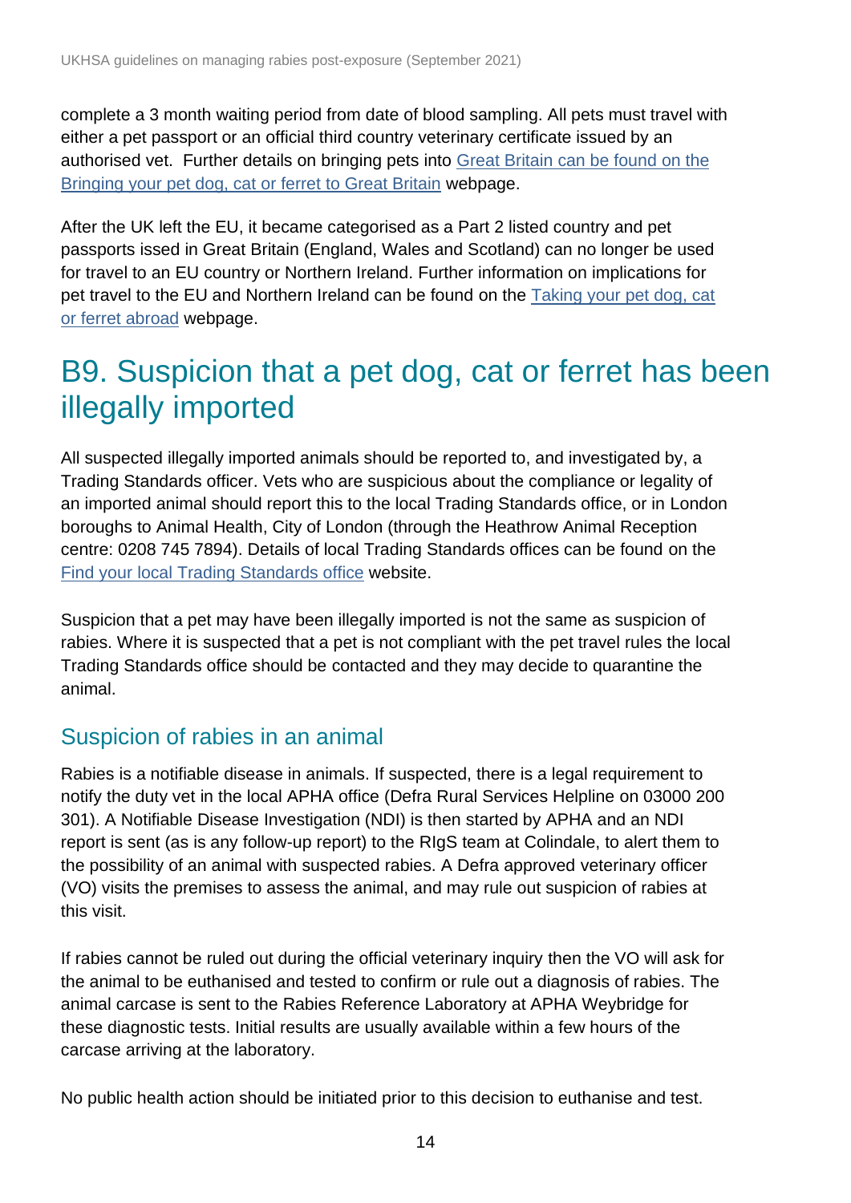complete a 3 month waiting period from date of blood sampling. All pets must travel with either a pet passport or an official third country veterinary certificate issued by an authorised vet. Further details on bringing pets into [Great Britain can be found on the Bringing your pet dog, cat or ferret to Great Britain](#) webpage.

After the UK left the EU, it became categorised as a Part 2 listed country and pet passports issed in Great Britain (England, Wales and Scotland) can no longer be used for travel to an EU country or Northern Ireland. Further information on implications for pet travel to the EU and Northern Ireland can be found on the [Taking your pet dog, cat or ferret abroad](#) webpage.

# B9. Suspicion that a pet dog, cat or ferret has been illegally imported

All suspected illegally imported animals should be reported to, and investigated by, a Trading Standards officer. Vets who are suspicious about the compliance or legality of an imported animal should report this to the local Trading Standards office, or in London boroughs to Animal Health, City of London (through the Heathrow Animal Reception centre: 0208 745 7894). Details of local Trading Standards offices can be found on the [Find your local Trading Standards office](#) website.

Suspicion that a pet may have been illegally imported is not the same as suspicion of rabies. Where it is suspected that a pet is not compliant with the pet travel rules the local Trading Standards office should be contacted and they may decide to quarantine the animal.

## Suspicion of rabies in an animal

Rabies is a notifiable disease in animals. If suspected, there is a legal requirement to notify the duty vet in the local APHA office (Defra Rural Services Helpline on 03000 200 301). A Notifiable Disease Investigation (NDI) is then started by APHA and an NDI report is sent (as is any follow-up report) to the RIgS team at Colindale, to alert them to the possibility of an animal with suspected rabies. A Defra approved veterinary officer (VO) visits the premises to assess the animal, and may rule out suspicion of rabies at this visit.

If rabies cannot be ruled out during the official veterinary inquiry then the VO will ask for the animal to be euthanised and tested to confirm or rule out a diagnosis of rabies. The animal carcase is sent to the Rabies Reference Laboratory at APHA Weybridge for these diagnostic tests. Initial results are usually available within a few hours of the carcase arriving at the laboratory.

No public health action should be initiated prior to this decision to euthanise and test.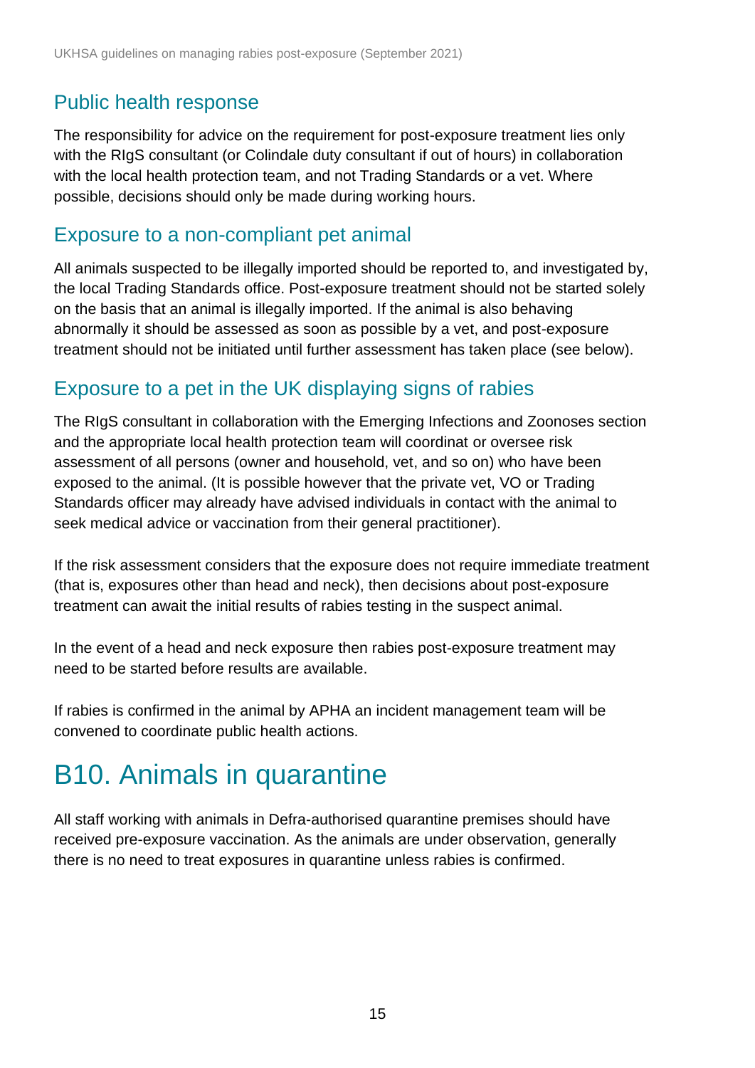## Public health response

The responsibility for advice on the requirement for post-exposure treatment lies only with the RIgS consultant (or Colindale duty consultant if out of hours) in collaboration with the local health protection team, and not Trading Standards or a vet. Where possible, decisions should only be made during working hours.

## Exposure to a non-compliant pet animal

All animals suspected to be illegally imported should be reported to, and investigated by, the local Trading Standards office. Post-exposure treatment should not be started solely on the basis that an animal is illegally imported. If the animal is also behaving abnormally it should be assessed as soon as possible by a vet, and post-exposure treatment should not be initiated until further assessment has taken place (see below).

## Exposure to a pet in the UK displaying signs of rabies

The RIgS consultant in collaboration with the Emerging Infections and Zoonoses section and the appropriate local health protection team will coordinat or oversee risk assessment of all persons (owner and household, vet, and so on) who have been exposed to the animal. (It is possible however that the private vet, VO or Trading Standards officer may already have advised individuals in contact with the animal to seek medical advice or vaccination from their general practitioner).

If the risk assessment considers that the exposure does not require immediate treatment (that is, exposures other than head and neck), then decisions about post-exposure treatment can await the initial results of rabies testing in the suspect animal.

In the event of a head and neck exposure then rabies post-exposure treatment may need to be started before results are available.

If rabies is confirmed in the animal by APHA an incident management team will be convened to coordinate public health actions.

# B10. Animals in quarantine

All staff working with animals in Defra-authorised quarantine premises should have received pre-exposure vaccination. As the animals are under observation, generally there is no need to treat exposures in quarantine unless rabies is confirmed.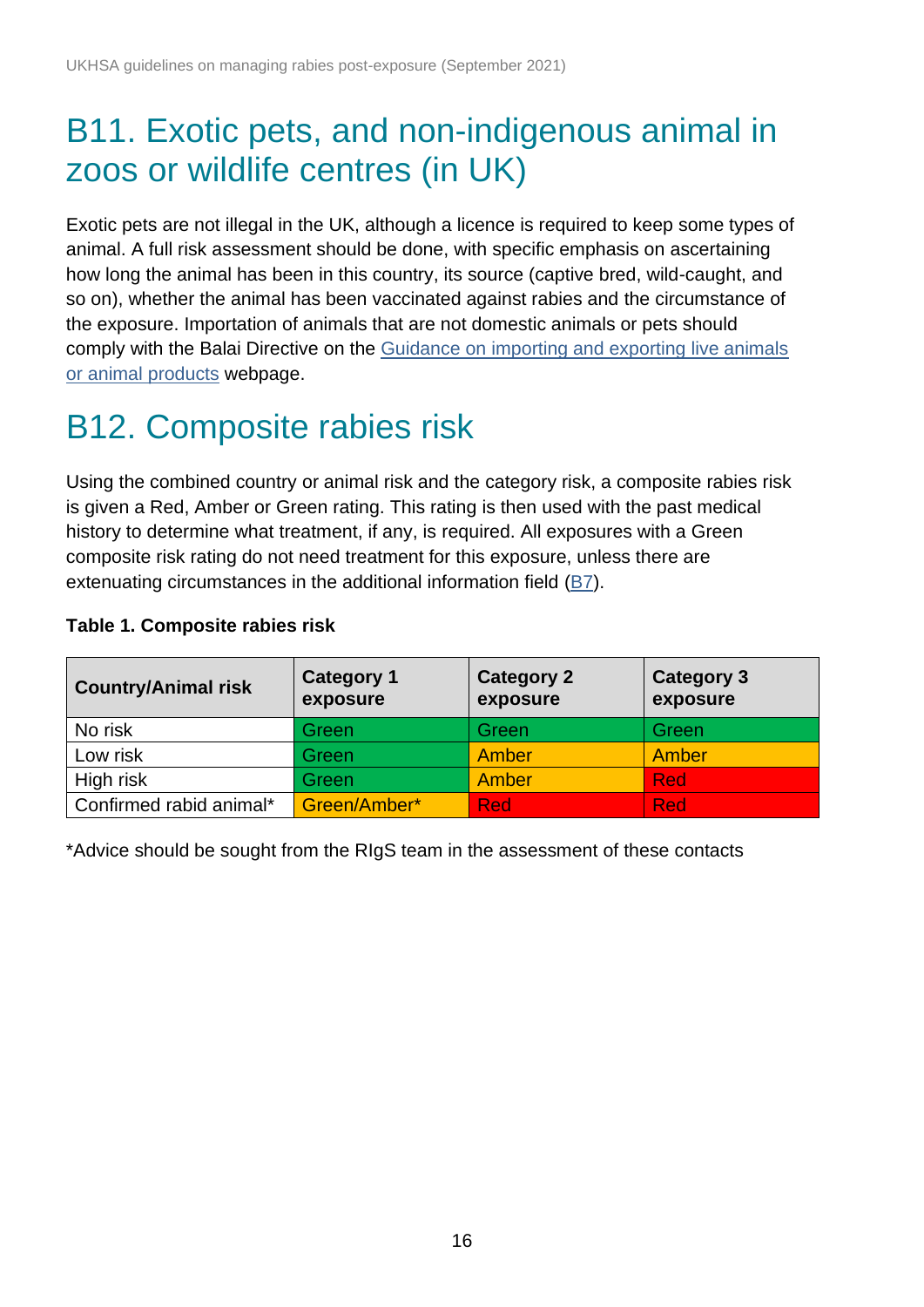## B11. Exotic pets, and non-indigenous animal in zoos or wildlife centres (in UK)

Exotic pets are not illegal in the UK, although a licence is required to keep some types of animal. A full risk assessment should be done, with specific emphasis on ascertaining how long the animal has been in this country, its source (captive bred, wild-caught, and so on), whether the animal has been vaccinated against rabies and the circumstance of the exposure. Importation of animals that are not domestic animals or pets should comply with the Balai Directive on the Guidance on importing and exporting live animals or animal products webpage.

## B12. Composite rabies risk

Using the combined country or animal risk and the category risk, a composite rabies risk is given a Red, Amber or Green rating. This rating is then used with the past medical history to determine what treatment, if any, is required. All exposures with a Green composite risk rating do not need treatment for this exposure, unless there are extenuating circumstances in the additional information field (B7).

**Table 1. Composite rabies risk**

| Country/Animal risk | Category 1 exposure | Category 2 exposure | Category 3 exposure |
|---|---|---|---|
| No risk | Green | Green | Green |
| Low risk | Green | Amber | Amber |
| High risk | Green | Amber | Red |
| Confirmed rabid animal* | Green/Amber* | Red | Red |

*Advice should be sought from the RIgS team in the assessment of these contacts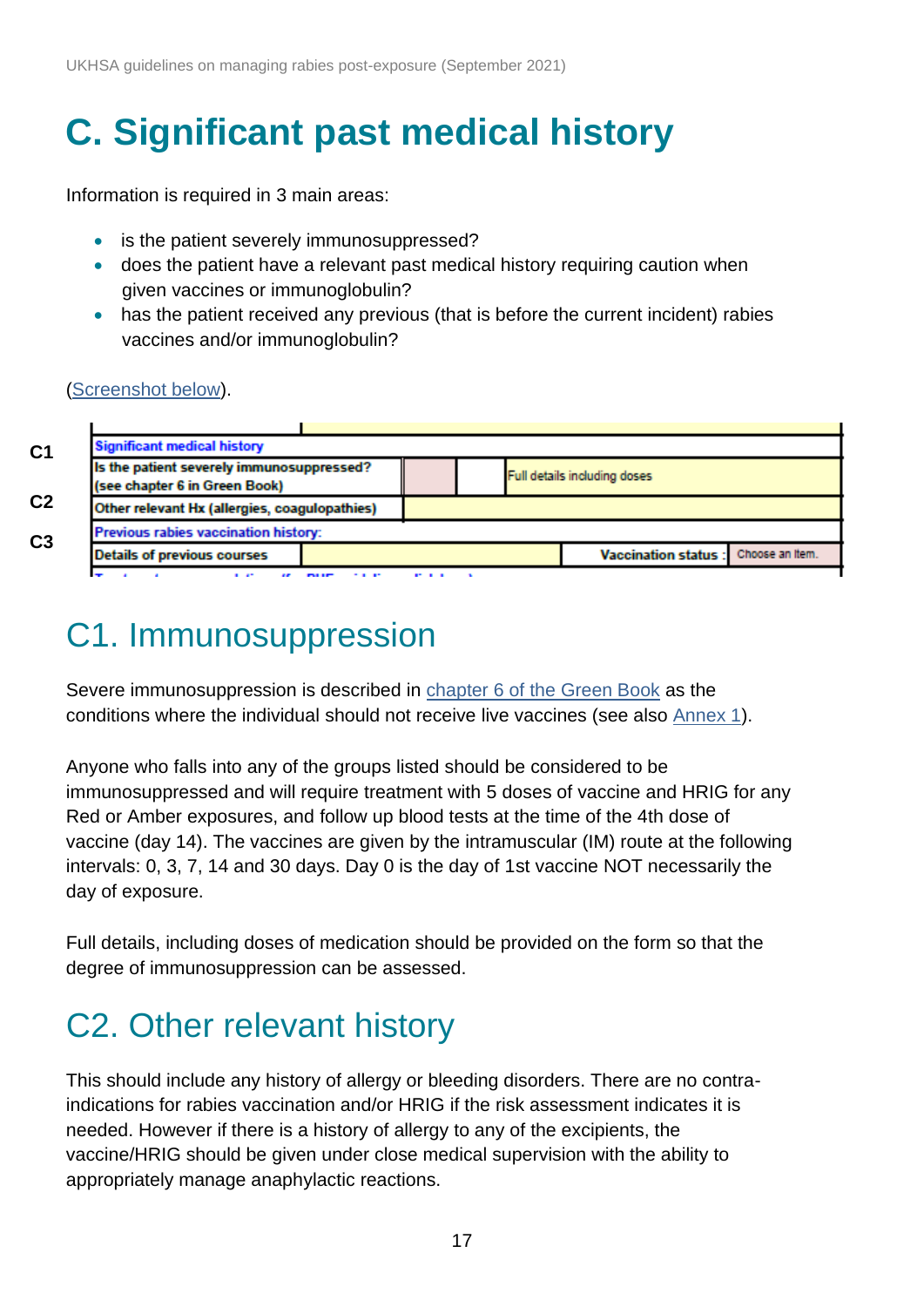# C. Significant past medical history

Information is required in 3 main areas:

- is the patient severely immunosuppressed?
- does the patient have a relevant past medical history requiring caution when given vaccines or immunoglobulin?
- has the patient received any previous (that is before the current incident) rabies vaccines and/or immunoglobulin?

(Screenshot below).

| | | | | | |
|---|---|---|---|---|---|
| C1 | **Significant medical history** | | | | |
| | **Is the patient severely immunosuppressed? (see chapter 6 in Green Book)** | | | Full details including doses | |
| C2 | **Other relevant Hx (allergies, coagulopathies)** | | | | |
| C3 | **Previous rabies vaccination history:** | | | | |
| | **Details of previous courses** | | | **Vaccination status :** | Choose an item. |

## C1. Immunosuppression

Severe immunosuppression is described in chapter 6 of the Green Book as the conditions where the individual should not receive live vaccines (see also Annex 1).

Anyone who falls into any of the groups listed should be considered to be immunosuppressed and will require treatment with 5 doses of vaccine and HRIG for any Red or Amber exposures, and follow up blood tests at the time of the 4th dose of vaccine (day 14). The vaccines are given by the intramuscular (IM) route at the following intervals: 0, 3, 7, 14 and 30 days. Day 0 is the day of 1st vaccine NOT necessarily the day of exposure.

Full details, including doses of medication should be provided on the form so that the degree of immunosuppression can be assessed.

## C2. Other relevant history

This should include any history of allergy or bleeding disorders. There are no contra-indications for rabies vaccination and/or HRIG if the risk assessment indicates it is needed. However if there is a history of allergy to any of the excipients, the vaccine/HRIG should be given under close medical supervision with the ability to appropriately manage anaphylactic reactions.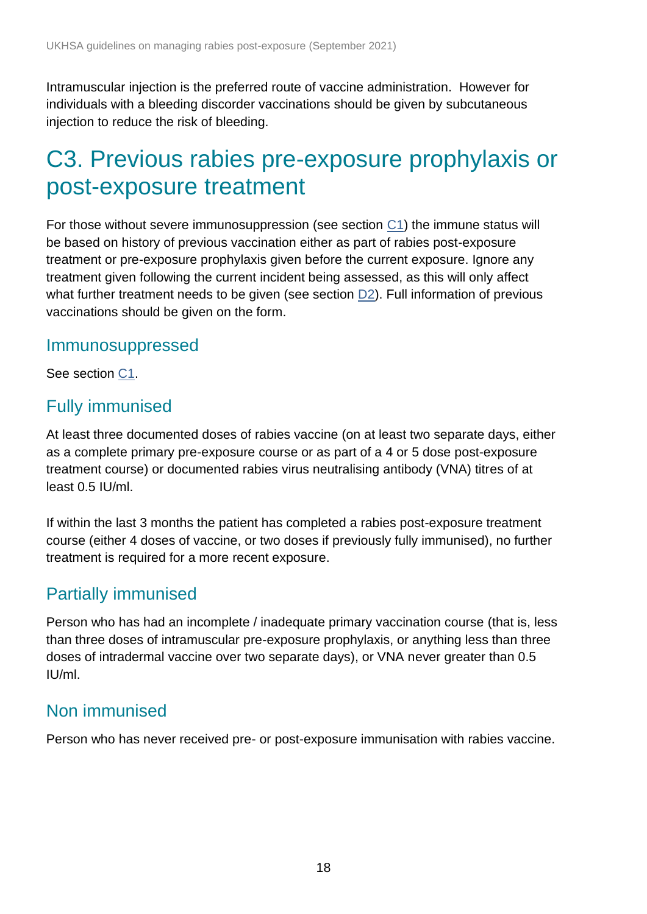Intramuscular injection is the preferred route of vaccine administration. However for individuals with a bleeding disorder vaccinations should be given by subcutaneous injection to reduce the risk of bleeding.

# C3. Previous rabies pre-exposure prophylaxis or post-exposure treatment

For those without severe immunosuppression (see section C1) the immune status will be based on history of previous vaccination either as part of rabies post-exposure treatment or pre-exposure prophylaxis given before the current exposure. Ignore any treatment given following the current incident being assessed, as this will only affect what further treatment needs to be given (see section D2). Full information of previous vaccinations should be given on the form.

## Immunosuppressed

See section C1.

## Fully immunised

At least three documented doses of rabies vaccine (on at least two separate days, either as a complete primary pre-exposure course or as part of a 4 or 5 dose post-exposure treatment course) or documented rabies virus neutralising antibody (VNA) titres of at least 0.5 IU/ml.

If within the last 3 months the patient has completed a rabies post-exposure treatment course (either 4 doses of vaccine, or two doses if previously fully immunised), no further treatment is required for a more recent exposure.

## Partially immunised

Person who has had an incomplete / inadequate primary vaccination course (that is, less than three doses of intramuscular pre-exposure prophylaxis, or anything less than three doses of intradermal vaccine over two separate days), or VNA never greater than 0.5 IU/ml.

## Non immunised

Person who has never received pre- or post-exposure immunisation with rabies vaccine.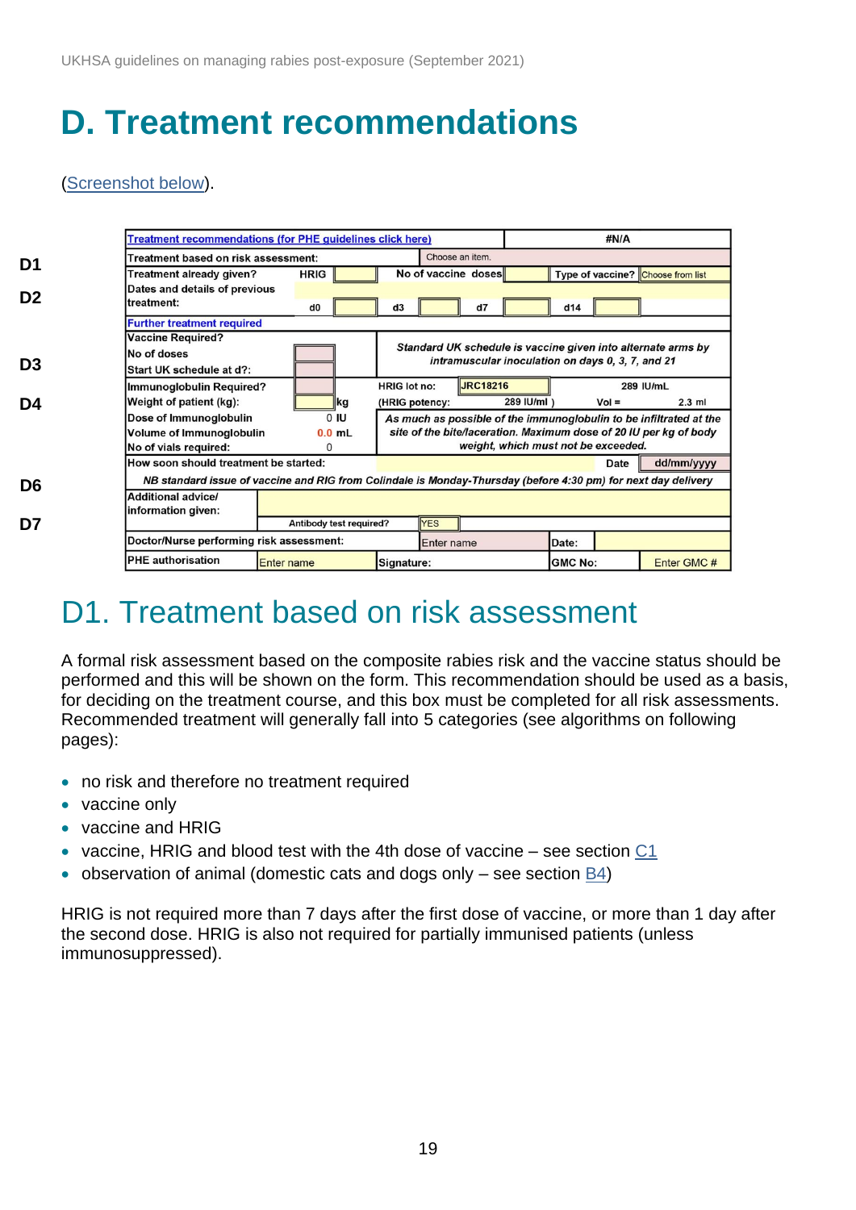# D. Treatment recommendations

(Screenshot below).

| | Treatment recommendations (for PHE guidelines click here) | | | | | | #N/A | |
|---|---|---|---|---|---|---|---|---|
| D1 | Treatment based on risk assessment: | | | Choose an item. | | | | |
| D2 | Treatment already given? | HRIG | | No of vaccine doses | | Type of vaccine? | Choose from list | |
| | Dates and details of previous treatment: | d0 | | d3 | | d7 | d14 | |
| | Further treatment required | | | | | | | |
| D3 | Vaccine Required? No of doses Start UK schedule at d?: | | | Standard UK schedule is vaccine given into alternate arms by intramuscular inoculation on days 0, 3, 7, and 21 | | | | |
| D4 | Immunoglobulin Required? | | | HRIG lot no: | JRC18216 | | 289 IU/mL | |
| | Weight of patient (kg): | | kg | (HRIG potency: | 289 IU/ml ) | Vol = | 2.3 ml | |
| | Dose of Immunoglobulin | 0 | IU | As much as possible of the immunoglobulin to be infiltrated at the site of the bite/laceration. Maximum dose of 20 IU per kg of body weight, which must not be exceeded. | | | | |
| | Volume of Immunoglobulin | 0.0 | mL | | | | | |
| | No of vials required: | 0 | | | | | | |
| | How soon should treatment be started: | | | | | Date | dd/mm/yyyy | |
| D6 | NB standard issue of vaccine and RIG from Colindale is Monday-Thursday (before 4:30 pm) for next day delivery | | | | | | | |
| D7 | Additional advice/ information given: | | | | | | | |
| | | Antibody test required? | | YES | | | | |
| | Doctor/Nurse performing risk assessment: | | | Enter name | | Date: | | |
| | PHE authorisation | Enter name | | Signature: | | GMC No: | Enter GMC # | |

## D1. Treatment based on risk assessment

A formal risk assessment based on the composite rabies risk and the vaccine status should be performed and this will be shown on the form. This recommendation should be used as a basis, for deciding on the treatment course, and this box must be completed for all risk assessments. Recommended treatment will generally fall into 5 categories (see algorithms on following pages):

- no risk and therefore no treatment required
- vaccine only
- vaccine and HRIG
- vaccine, HRIG and blood test with the 4th dose of vaccine – see section C1
- observation of animal (domestic cats and dogs only – see section B4)

HRIG is not required more than 7 days after the first dose of vaccine, or more than 1 day after the second dose. HRIG is also not required for partially immunised patients (unless immunosuppressed).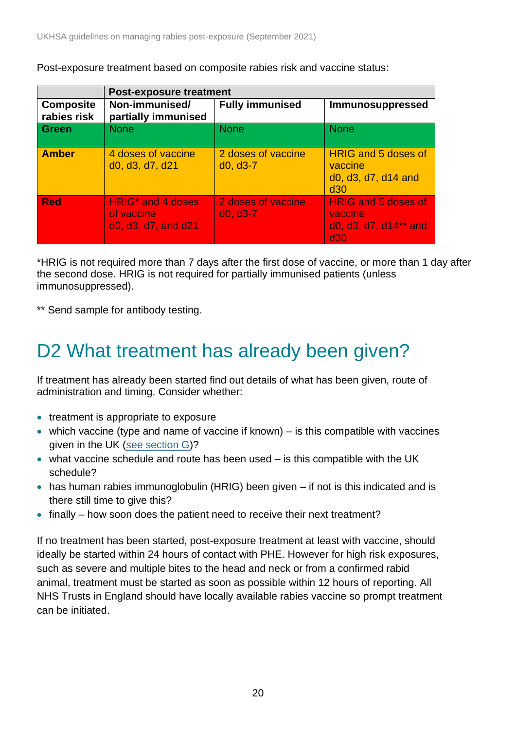Post-exposure treatment based on composite rabies risk and vaccine status:

| | Post-exposure treatment | | |
|---|---|---|---|
| **Composite rabies risk** | **Non-immunised/ partially immunised** | **Fully immunised** | **Immunosuppressed** |
| **Green** | None | None | None |
| **Amber** | 4 doses of vaccine d0, d3, d7, d21 | 2 doses of vaccine d0, d3-7 | HRIG and 5 doses of vaccine d0, d3, d7, d14 and d30 |
| **Red** | HRIG* and 4 doses of vaccine d0, d3, d7, and d21 | 2 doses of vaccine d0, d3-7 | HRIG and 5 doses of vaccine d0, d3, d7, d14** and d30 |

*HRIG is not required more than 7 days after the first dose of vaccine, or more than 1 day after the second dose. HRIG is not required for partially immunised patients (unless immunosuppressed).

** Send sample for antibody testing.

# D2 What treatment has already been given?

If treatment has already been started find out details of what has been given, route of administration and timing. Consider whether:

- treatment is appropriate to exposure
- which vaccine (type and name of vaccine if known) – is this compatible with vaccines given in the UK (see section G)?
- what vaccine schedule and route has been used – is this compatible with the UK schedule?
- has human rabies immunoglobulin (HRIG) been given – if not is this indicated and is there still time to give this?
- finally – how soon does the patient need to receive their next treatment?

If no treatment has been started, post-exposure treatment at least with vaccine, should ideally be started within 24 hours of contact with PHE. However for high risk exposures, such as severe and multiple bites to the head and neck or from a confirmed rabid animal, treatment must be started as soon as possible within 12 hours of reporting. All NHS Trusts in England should have locally available rabies vaccine so prompt treatment can be initiated.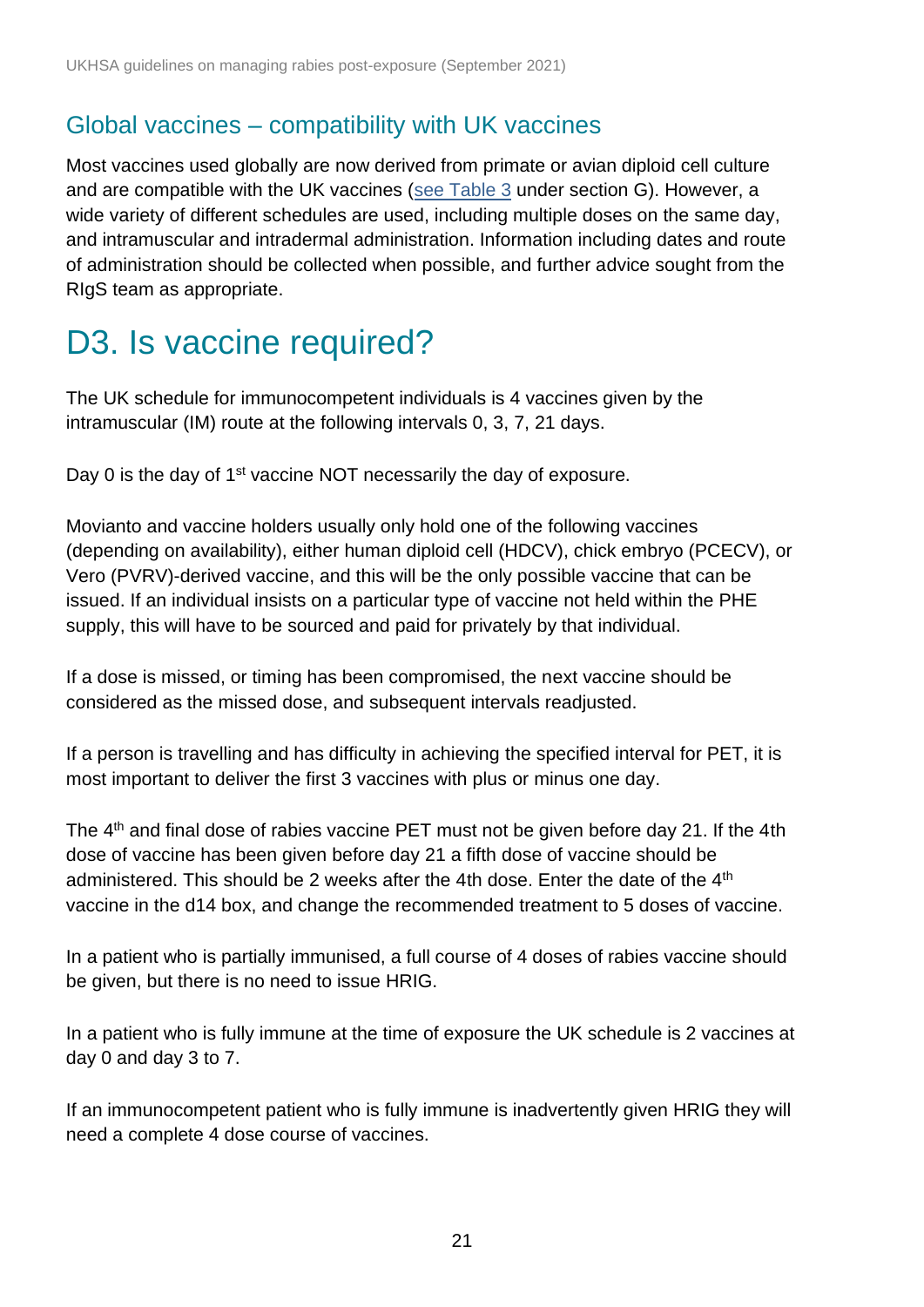## Global vaccines – compatibility with UK vaccines

Most vaccines used globally are now derived from primate or avian diploid cell culture and are compatible with the UK vaccines (see Table 3 under section G). However, a wide variety of different schedules are used, including multiple doses on the same day, and intramuscular and intradermal administration. Information including dates and route of administration should be collected when possible, and further advice sought from the RIgS team as appropriate.

# D3. Is vaccine required?

The UK schedule for immunocompetent individuals is 4 vaccines given by the intramuscular (IM) route at the following intervals 0, 3, 7, 21 days.

Day 0 is the day of 1st vaccine NOT necessarily the day of exposure.

Movianto and vaccine holders usually only hold one of the following vaccines (depending on availability), either human diploid cell (HDCV), chick embryo (PCECV), or Vero (PVRV)-derived vaccine, and this will be the only possible vaccine that can be issued. If an individual insists on a particular type of vaccine not held within the PHE supply, this will have to be sourced and paid for privately by that individual.

If a dose is missed, or timing has been compromised, the next vaccine should be considered as the missed dose, and subsequent intervals readjusted.

If a person is travelling and has difficulty in achieving the specified interval for PET, it is most important to deliver the first 3 vaccines with plus or minus one day.

The 4th and final dose of rabies vaccine PET must not be given before day 21. If the 4th dose of vaccine has been given before day 21 a fifth dose of vaccine should be administered. This should be 2 weeks after the 4th dose. Enter the date of the 4th vaccine in the d14 box, and change the recommended treatment to 5 doses of vaccine.

In a patient who is partially immunised, a full course of 4 doses of rabies vaccine should be given, but there is no need to issue HRIG.

In a patient who is fully immune at the time of exposure the UK schedule is 2 vaccines at day 0 and day 3 to 7.

If an immunocompetent patient who is fully immune is inadvertently given HRIG they will need a complete 4 dose course of vaccines.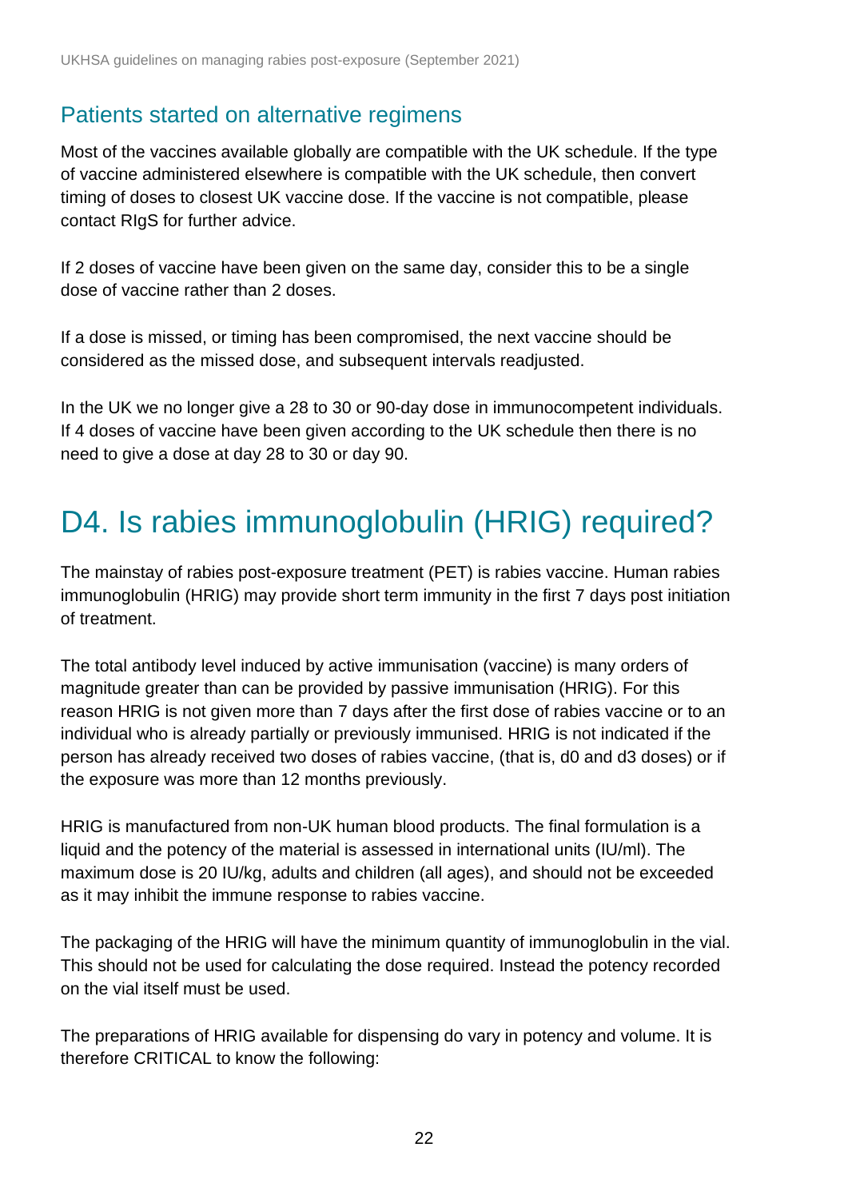## Patients started on alternative regimens

Most of the vaccines available globally are compatible with the UK schedule. If the type of vaccine administered elsewhere is compatible with the UK schedule, then convert timing of doses to closest UK vaccine dose. If the vaccine is not compatible, please contact RIgS for further advice.

If 2 doses of vaccine have been given on the same day, consider this to be a single dose of vaccine rather than 2 doses.

If a dose is missed, or timing has been compromised, the next vaccine should be considered as the missed dose, and subsequent intervals readjusted.

In the UK we no longer give a 28 to 30 or 90-day dose in immunocompetent individuals. If 4 doses of vaccine have been given according to the UK schedule then there is no need to give a dose at day 28 to 30 or day 90.

# D4. Is rabies immunoglobulin (HRIG) required?

The mainstay of rabies post-exposure treatment (PET) is rabies vaccine. Human rabies immunoglobulin (HRIG) may provide short term immunity in the first 7 days post initiation of treatment.

The total antibody level induced by active immunisation (vaccine) is many orders of magnitude greater than can be provided by passive immunisation (HRIG). For this reason HRIG is not given more than 7 days after the first dose of rabies vaccine or to an individual who is already partially or previously immunised. HRIG is not indicated if the person has already received two doses of rabies vaccine, (that is, d0 and d3 doses) or if the exposure was more than 12 months previously.

HRIG is manufactured from non-UK human blood products. The final formulation is a liquid and the potency of the material is assessed in international units (IU/ml). The maximum dose is 20 IU/kg, adults and children (all ages), and should not be exceeded as it may inhibit the immune response to rabies vaccine.

The packaging of the HRIG will have the minimum quantity of immunoglobulin in the vial. This should not be used for calculating the dose required. Instead the potency recorded on the vial itself must be used.

The preparations of HRIG available for dispensing do vary in potency and volume. It is therefore CRITICAL to know the following: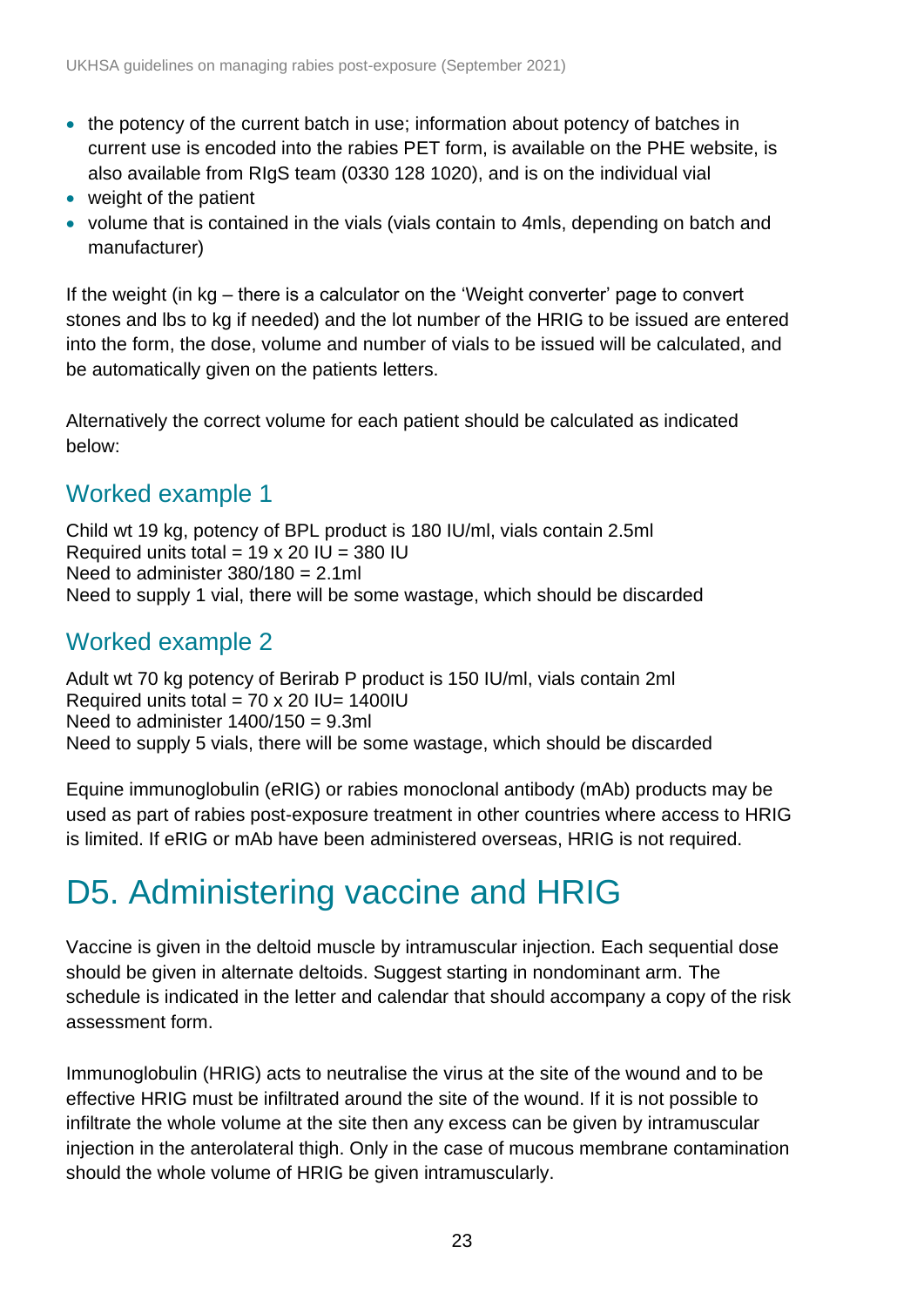- the potency of the current batch in use; information about potency of batches in current use is encoded into the rabies PET form, is available on the PHE website, is also available from RIgS team (0330 128 1020), and is on the individual vial
- weight of the patient
- volume that is contained in the vials (vials contain to 4mls, depending on batch and manufacturer)

If the weight (in kg – there is a calculator on the 'Weight converter' page to convert stones and lbs to kg if needed) and the lot number of the HRIG to be issued are entered into the form, the dose, volume and number of vials to be issued will be calculated, and be automatically given on the patients letters.

Alternatively the correct volume for each patient should be calculated as indicated below:

### Worked example 1

Child wt 19 kg, potency of BPL product is 180 IU/ml, vials contain 2.5ml
Required units total = 19 x 20 IU = 380 IU
Need to administer 380/180 = 2.1ml
Need to supply 1 vial, there will be some wastage, which should be discarded

### Worked example 2

Adult wt 70 kg potency of Berirab P product is 150 IU/ml, vials contain 2ml
Required units total = 70 x 20 IU= 1400IU
Need to administer 1400/150 = 9.3ml
Need to supply 5 vials, there will be some wastage, which should be discarded

Equine immunoglobulin (eRIG) or rabies monoclonal antibody (mAb) products may be used as part of rabies post-exposure treatment in other countries where access to HRIG is limited. If eRIG or mAb have been administered overseas, HRIG is not required.

## D5. Administering vaccine and HRIG

Vaccine is given in the deltoid muscle by intramuscular injection. Each sequential dose should be given in alternate deltoids. Suggest starting in nondominant arm. The schedule is indicated in the letter and calendar that should accompany a copy of the risk assessment form.

Immunoglobulin (HRIG) acts to neutralise the virus at the site of the wound and to be effective HRIG must be infiltrated around the site of the wound. If it is not possible to infiltrate the whole volume at the site then any excess can be given by intramuscular injection in the anterolateral thigh. Only in the case of mucous membrane contamination should the whole volume of HRIG be given intramuscularly.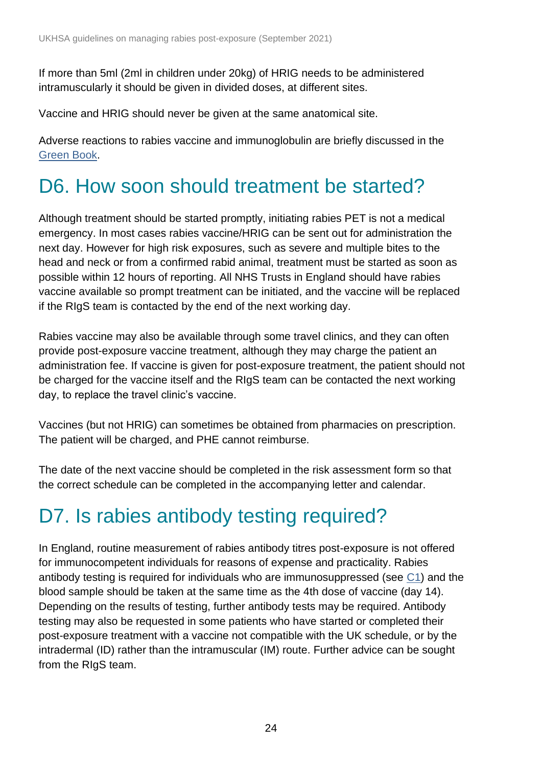If more than 5ml (2ml in children under 20kg) of HRIG needs to be administered intramuscularly it should be given in divided doses, at different sites.

Vaccine and HRIG should never be given at the same anatomical site.

Adverse reactions to rabies vaccine and immunoglobulin are briefly discussed in the [Green Book](#).

# D6. How soon should treatment be started?

Although treatment should be started promptly, initiating rabies PET is not a medical emergency. In most cases rabies vaccine/HRIG can be sent out for administration the next day. However for high risk exposures, such as severe and multiple bites to the head and neck or from a confirmed rabid animal, treatment must be started as soon as possible within 12 hours of reporting. All NHS Trusts in England should have rabies vaccine available so prompt treatment can be initiated, and the vaccine will be replaced if the RIgS team is contacted by the end of the next working day.

Rabies vaccine may also be available through some travel clinics, and they can often provide post-exposure vaccine treatment, although they may charge the patient an administration fee. If vaccine is given for post-exposure treatment, the patient should not be charged for the vaccine itself and the RIgS team can be contacted the next working day, to replace the travel clinic's vaccine.

Vaccines (but not HRIG) can sometimes be obtained from pharmacies on prescription. The patient will be charged, and PHE cannot reimburse.

The date of the next vaccine should be completed in the risk assessment form so that the correct schedule can be completed in the accompanying letter and calendar.

# D7. Is rabies antibody testing required?

In England, routine measurement of rabies antibody titres post-exposure is not offered for immunocompetent individuals for reasons of expense and practicality. Rabies antibody testing is required for individuals who are immunosuppressed (see [C1](#)) and the blood sample should be taken at the same time as the 4th dose of vaccine (day 14). Depending on the results of testing, further antibody tests may be required. Antibody testing may also be requested in some patients who have started or completed their post-exposure treatment with a vaccine not compatible with the UK schedule, or by the intradermal (ID) rather than the intramuscular (IM) route. Further advice can be sought from the RIgS team.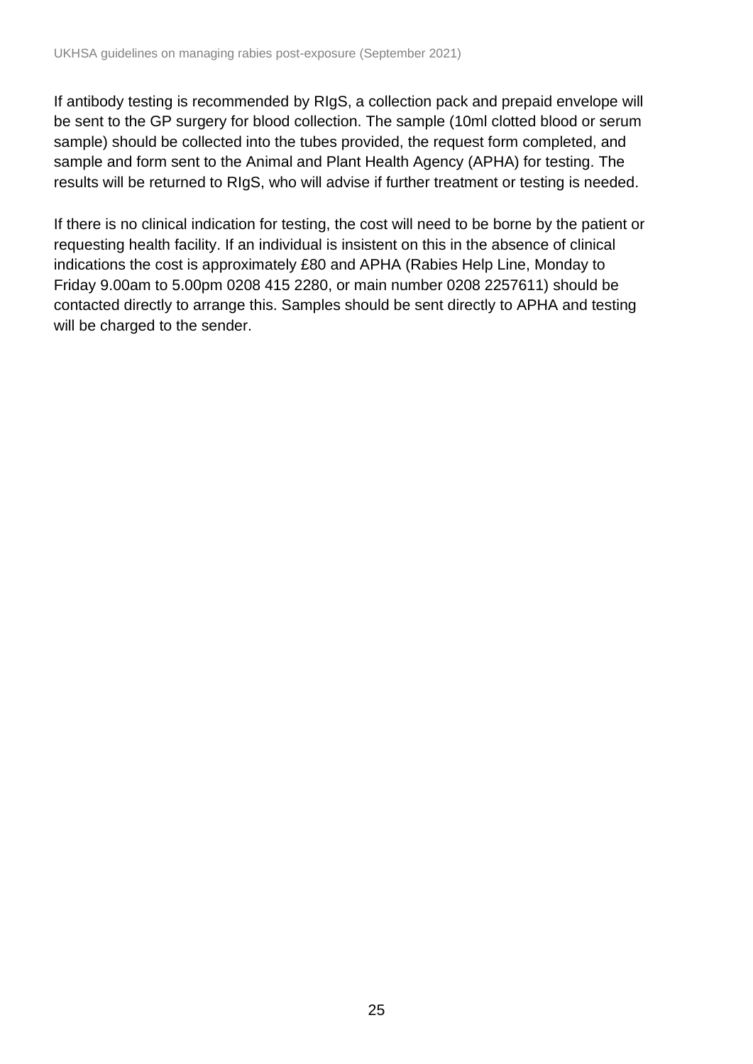If antibody testing is recommended by RIgS, a collection pack and prepaid envelope will be sent to the GP surgery for blood collection. The sample (10ml clotted blood or serum sample) should be collected into the tubes provided, the request form completed, and sample and form sent to the Animal and Plant Health Agency (APHA) for testing. The results will be returned to RIgS, who will advise if further treatment or testing is needed.

If there is no clinical indication for testing, the cost will need to be borne by the patient or requesting health facility. If an individual is insistent on this in the absence of clinical indications the cost is approximately £80 and APHA (Rabies Help Line, Monday to Friday 9.00am to 5.00pm 0208 415 2280, or main number 0208 2257611) should be contacted directly to arrange this. Samples should be sent directly to APHA and testing will be charged to the sender.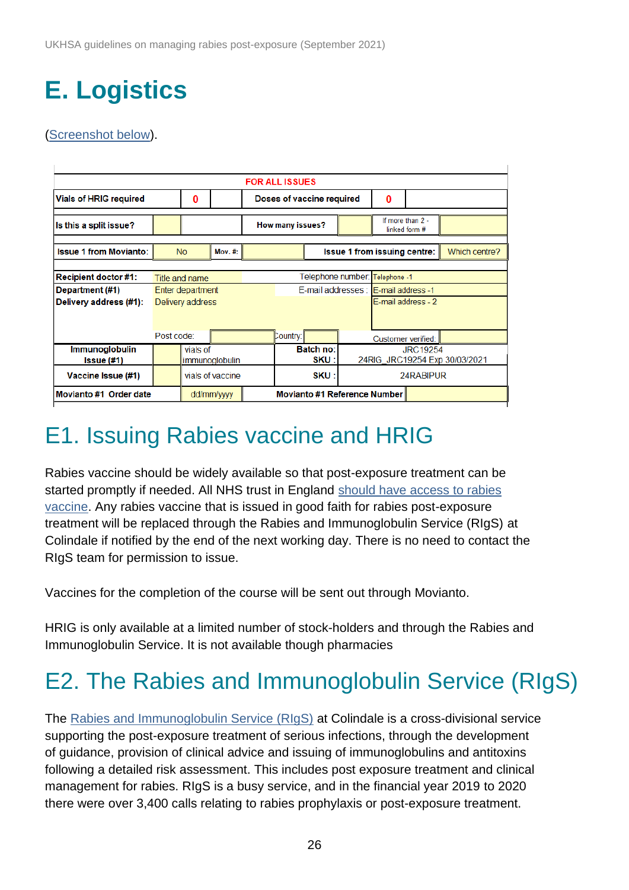# E. Logistics

(Screenshot below).

| FOR ALL ISSUES | | | | | | | |
|---|---|---|---|---|---|---|---|
| Vials of HRIG required | | 0 | | Doses of vaccine required | 0 | | |
| Is this a split issue? | | | | How many issues? | | If more than 2 - linked form # | |
| Issue 1 from Movianto: | No | Mov. #: | | Issue 1 from issuing centre: | | | Which centre? |
| Recipient doctor #1: | Title and name | | | Telephone number: | Telephone -1 | | |
| Department (#1) | Enter department | | | E-mail addresses : | E-mail address -1 | | |
| Delivery address (#1): | Delivery address | | | | E-mail address - 2 | | |
| | Post code: | | | Country: | | Customer verified: | |
| Immunoglobulin Issue (#1) | | vials of immunoglobulin | | Batch no: SKU : | JRC19254 24RIG_JRC19254 Exp 30/03/2021 | | |
| Vaccine Issue (#1) | | vials of vaccine | | SKU : | 24RABIPUR | | |
| Movianto #1 Order date | | dd/mm/yyyy | | Movianto #1 Reference Number | | | |

## E1. Issuing Rabies vaccine and HRIG

Rabies vaccine should be widely available so that post-exposure treatment can be started promptly if needed. All NHS trust in England should have access to rabies vaccine. Any rabies vaccine that is issued in good faith for rabies post-exposure treatment will be replaced through the Rabies and Immunoglobulin Service (RIgS) at Colindale if notified by the end of the next working day. There is no need to contact the RIgS team for permission to issue.

Vaccines for the completion of the course will be sent out through Movianto.

HRIG is only available at a limited number of stock-holders and through the Rabies and Immunoglobulin Service. It is not available though pharmacies

## E2. The Rabies and Immunoglobulin Service (RIgS)

The Rabies and Immunoglobulin Service (RIgS) at Colindale is a cross-divisional service supporting the post-exposure treatment of serious infections, through the development of guidance, provision of clinical advice and issuing of immunoglobulins and antitoxins following a detailed risk assessment. This includes post exposure treatment and clinical management for rabies. RIgS is a busy service, and in the financial year 2019 to 2020 there were over 3,400 calls relating to rabies prophylaxis or post-exposure treatment.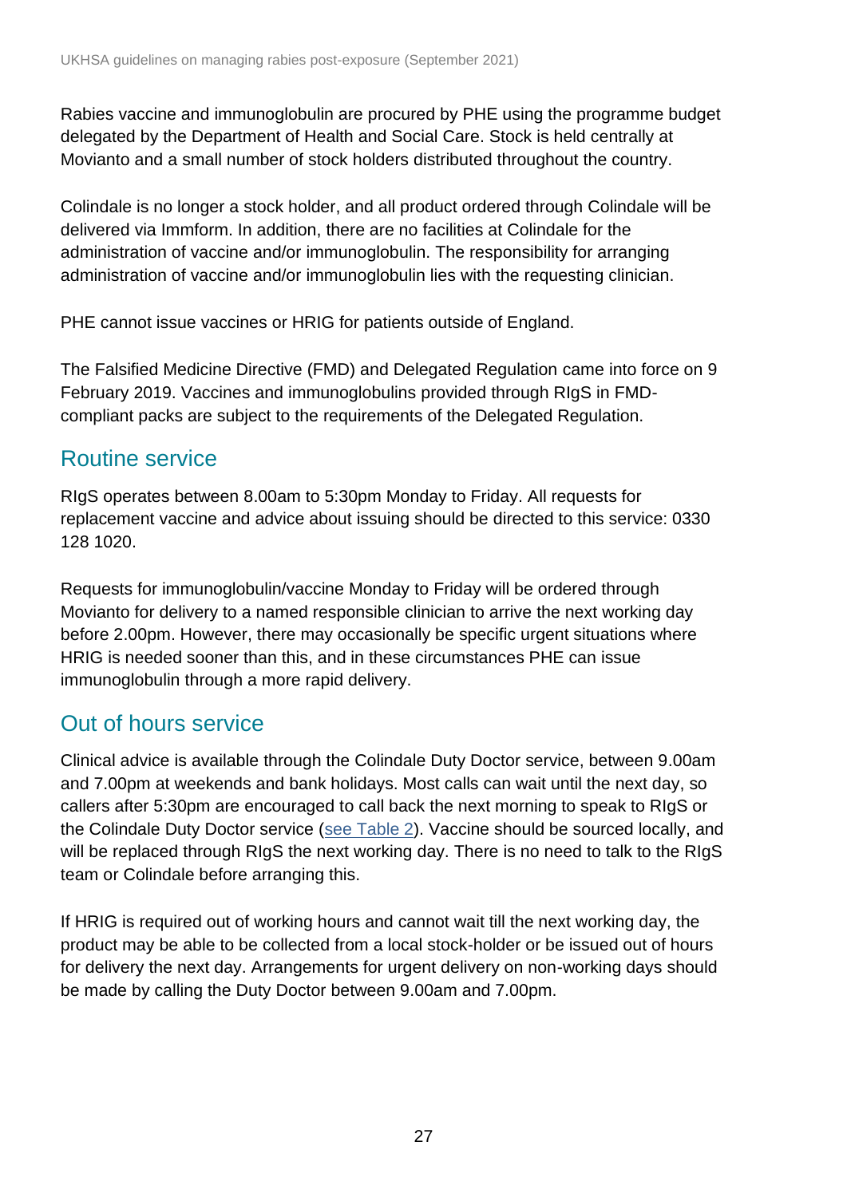Rabies vaccine and immunoglobulin are procured by PHE using the programme budget delegated by the Department of Health and Social Care. Stock is held centrally at Movianto and a small number of stock holders distributed throughout the country.

Colindale is no longer a stock holder, and all product ordered through Colindale will be delivered via Immform. In addition, there are no facilities at Colindale for the administration of vaccine and/or immunoglobulin. The responsibility for arranging administration of vaccine and/or immunoglobulin lies with the requesting clinician.

PHE cannot issue vaccines or HRIG for patients outside of England.

The Falsified Medicine Directive (FMD) and Delegated Regulation came into force on 9 February 2019. Vaccines and immunoglobulins provided through RIgS in FMD-compliant packs are subject to the requirements of the Delegated Regulation.

## Routine service

RIgS operates between 8.00am to 5:30pm Monday to Friday. All requests for replacement vaccine and advice about issuing should be directed to this service: 0330 128 1020.

Requests for immunoglobulin/vaccine Monday to Friday will be ordered through Movianto for delivery to a named responsible clinician to arrive the next working day before 2.00pm. However, there may occasionally be specific urgent situations where HRIG is needed sooner than this, and in these circumstances PHE can issue immunoglobulin through a more rapid delivery.

## Out of hours service

Clinical advice is available through the Colindale Duty Doctor service, between 9.00am and 7.00pm at weekends and bank holidays. Most calls can wait until the next day, so callers after 5:30pm are encouraged to call back the next morning to speak to RIgS or the Colindale Duty Doctor service (see Table 2). Vaccine should be sourced locally, and will be replaced through RIgS the next working day. There is no need to talk to the RIgS team or Colindale before arranging this.

If HRIG is required out of working hours and cannot wait till the next working day, the product may be able to be collected from a local stock-holder or be issued out of hours for delivery the next day. Arrangements for urgent delivery on non-working days should be made by calling the Duty Doctor between 9.00am and 7.00pm.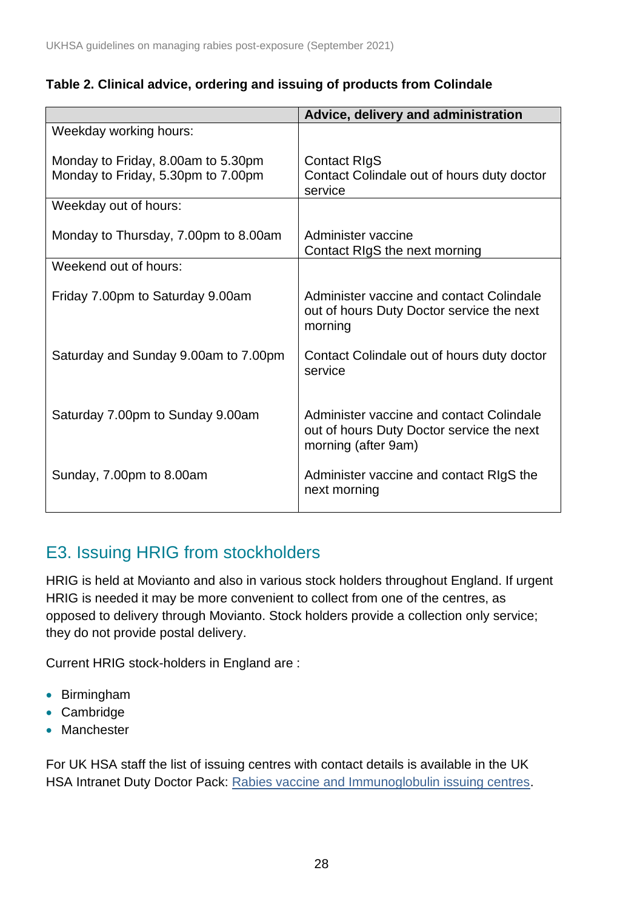**Table 2. Clinical advice, ordering and issuing of products from Colindale**

| | Advice, delivery and administration |
|---|---|
| Weekday working hours: | |
| Monday to Friday, 8.00am to 5.30pm | Contact RIgS |
| Monday to Friday, 5.30pm to 7.00pm | Contact Colindale out of hours duty doctor service |
| Weekday out of hours: | |
| Monday to Thursday, 7.00pm to 8.00am | Administer vaccine<br>Contact RIgS the next morning |
| Weekend out of hours: | |
| Friday 7.00pm to Saturday 9.00am | Administer vaccine and contact Colindale out of hours Duty Doctor service the next morning |
| Saturday and Sunday 9.00am to 7.00pm | Contact Colindale out of hours duty doctor service |
| Saturday 7.00pm to Sunday 9.00am | Administer vaccine and contact Colindale out of hours Duty Doctor service the next morning (after 9am) |
| Sunday, 7.00pm to 8.00am | Administer vaccine and contact RIgS the next morning |

## E3. Issuing HRIG from stockholders

HRIG is held at Movianto and also in various stock holders throughout England. If urgent HRIG is needed it may be more convenient to collect from one of the centres, as opposed to delivery through Movianto. Stock holders provide a collection only service; they do not provide postal delivery.

Current HRIG stock-holders in England are :

- Birmingham
- Cambridge
- Manchester

For UK HSA staff the list of issuing centres with contact details is available in the UK HSA Intranet Duty Doctor Pack: Rabies vaccine and Immunoglobulin issuing centres.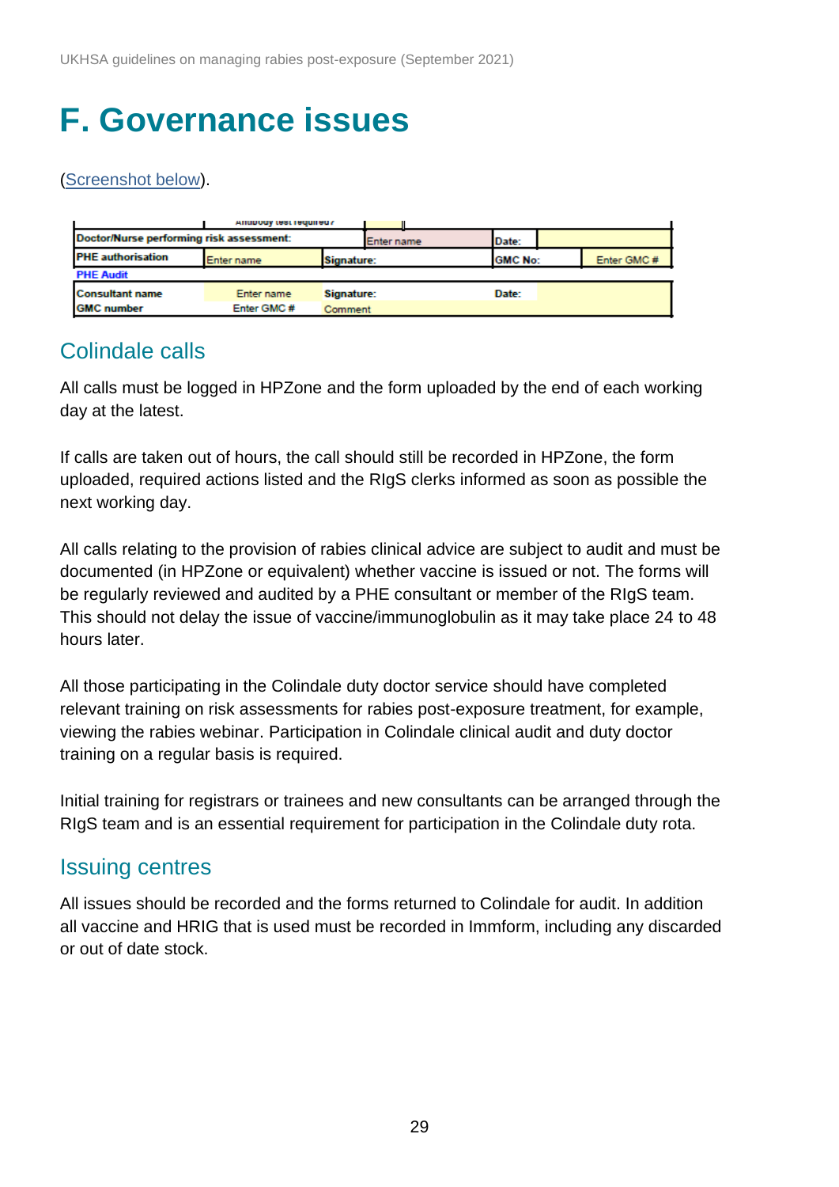# F. Governance issues

(Screenshot below).

| Antibody test required? | | | | | |
|---|---|---|---|---|---|
| Doctor/Nurse performing risk assessment: | | Enter name | Date: | | |
| PHE authorisation | Enter name | Signature: | GMC No: | Enter GMC # | |
| PHE Audit | | | | | |
| Consultant name | Enter name | Signature: | Date: | | |
| GMC number | Enter GMC # | Comment | | | |

## Colindale calls

All calls must be logged in HPZone and the form uploaded by the end of each working day at the latest.

If calls are taken out of hours, the call should still be recorded in HPZone, the form uploaded, required actions listed and the RIgS clerks informed as soon as possible the next working day.

All calls relating to the provision of rabies clinical advice are subject to audit and must be documented (in HPZone or equivalent) whether vaccine is issued or not. The forms will be regularly reviewed and audited by a PHE consultant or member of the RIgS team. This should not delay the issue of vaccine/immunoglobulin as it may take place 24 to 48 hours later.

All those participating in the Colindale duty doctor service should have completed relevant training on risk assessments for rabies post-exposure treatment, for example, viewing the rabies webinar. Participation in Colindale clinical audit and duty doctor training on a regular basis is required.

Initial training for registrars or trainees and new consultants can be arranged through the RIgS team and is an essential requirement for participation in the Colindale duty rota.

## Issuing centres

All issues should be recorded and the forms returned to Colindale for audit. In addition all vaccine and HRIG that is used must be recorded in Immform, including any discarded or out of date stock.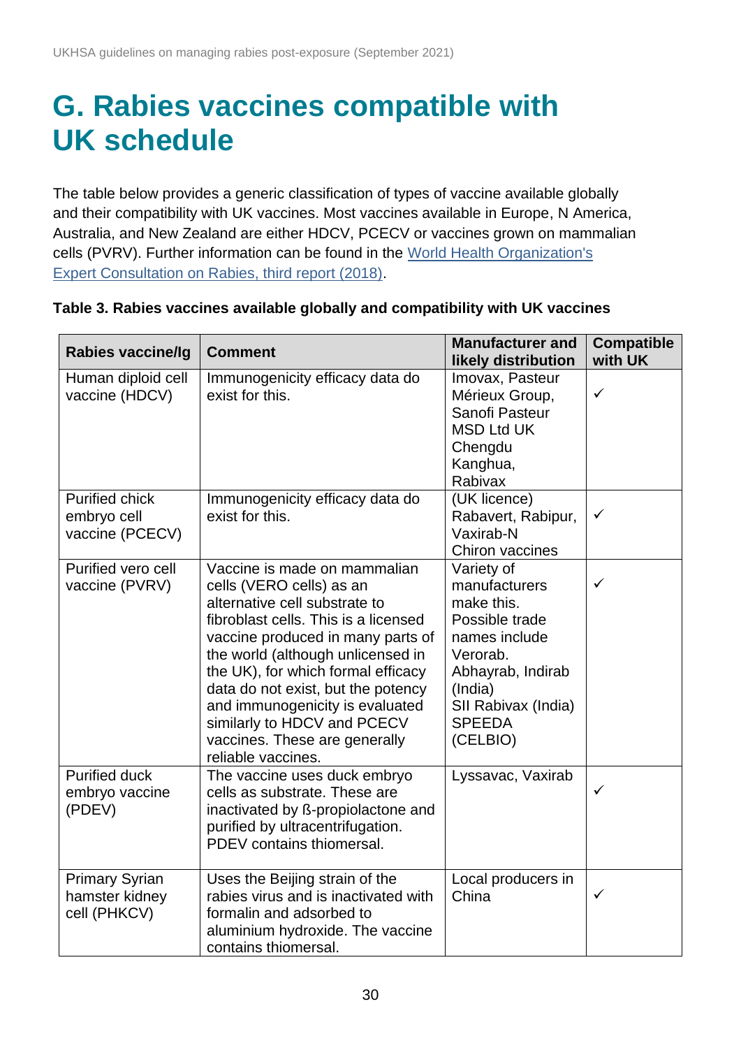# G. Rabies vaccines compatible with UK schedule

The table below provides a generic classification of types of vaccine available globally and their compatibility with UK vaccines. Most vaccines available in Europe, N America, Australia, and New Zealand are either HDCV, PCECV or vaccines grown on mammalian cells (PVRV). Further information can be found in the [World Health Organization's Expert Consultation on Rabies, third report (2018)](https://www.who.int/publications/i/item/WHO-TRS-1012).

**Table 3. Rabies vaccines available globally and compatibility with UK vaccines**

| Rabies vaccine/Ig | Comment | Manufacturer and likely distribution | Compatible with UK |
|---|---|---|---|
| Human diploid cell vaccine (HDCV) | Immunogenicity efficacy data do exist for this. | Imovax, Pasteur Mérieux Group, Sanofi Pasteur MSD Ltd UK Chengdu Kanghua, Rabivax | ✓ |
| Purified chick embryo cell vaccine (PCECV) | Immunogenicity efficacy data do exist for this. | (UK licence) Rabavert, Rabipur, Vaxirab-N Chiron vaccines | ✓ |
| Purified vero cell vaccine (PVRV) | Vaccine is made on mammalian cells (VERO cells) as an alternative cell substrate to fibroblast cells. This is a licensed vaccine produced in many parts of the world (although unlicensed in the UK), for which formal efficacy data do not exist, but the potency and immunogenicity is evaluated similarly to HDCV and PCECV vaccines. These are generally reliable vaccines. | Variety of manufacturers make this. Possible trade names include Verorab. Abhayrab, Indirab (India) SII Rabivax (India) SPEEDA (CELBIO) | ✓ |
| Purified duck embryo vaccine (PDEV) | The vaccine uses duck embryo cells as substrate. These are inactivated by ß-propiolactone and purified by ultracentrifugation. PDEV contains thiomersal. | Lyssavac, Vaxirab | ✓ |
| Primary Syrian hamster kidney cell (PHKCV) | Uses the Beijing strain of the rabies virus and is inactivated with formalin and adsorbed to aluminium hydroxide. The vaccine contains thiomersal. | Local producers in China | ✓ |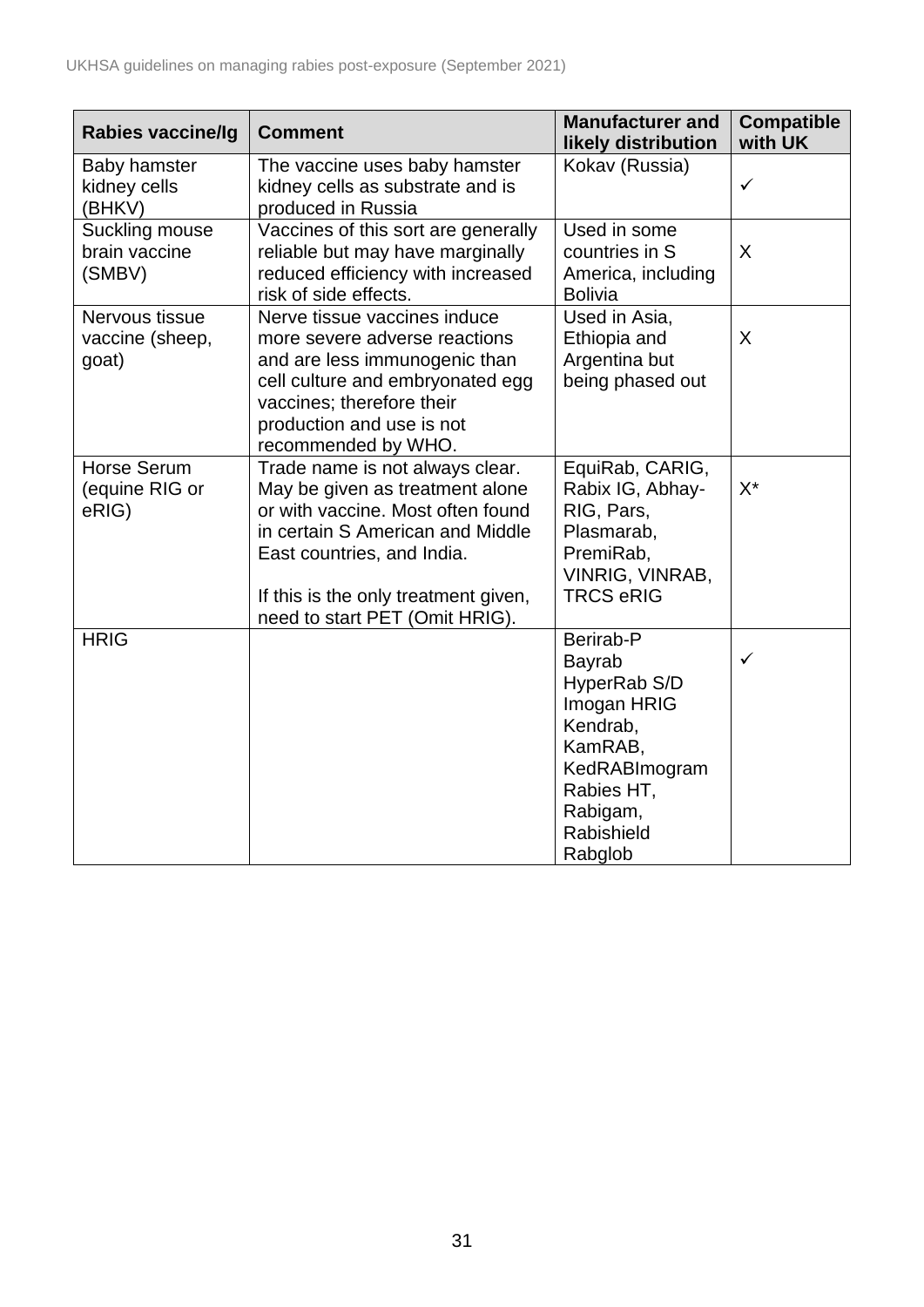| Rabies vaccine/Ig | Comment | Manufacturer and likely distribution | Compatible with UK |
|---|---|---|---|
| Baby hamster kidney cells (BHKV) | The vaccine uses baby hamster kidney cells as substrate and is produced in Russia | Kokav (Russia) | ✓ |
| Suckling mouse brain vaccine (SMBV) | Vaccines of this sort are generally reliable but may have marginally reduced efficiency with increased risk of side effects. | Used in some countries in S America, including Bolivia | X |
| Nervous tissue vaccine (sheep, goat) | Nerve tissue vaccines induce more severe adverse reactions and are less immunogenic than cell culture and embryonated egg vaccines; therefore their production and use is not recommended by WHO. | Used in Asia, Ethiopia and Argentina but being phased out | X |
| Horse Serum (equine RIG or eRIG) | Trade name is not always clear. May be given as treatment alone or with vaccine. Most often found in certain S American and Middle East countries, and India.<br><br>If this is the only treatment given, need to start PET (Omit HRIG). | EquiRab, CARIG, Rabix IG, Abhay-RIG, Pars, Plasmarab, PremiRab, VINRIG, VINRAB, TRCS eRIG | X* |
| HRIG | | Berirab-P<br>Bayrab<br>HyperRab S/D<br>Imogan HRIG<br>Kendrab,<br>KamRAB,<br>KedRABImogram<br>Rabies HT,<br>Rabigam,<br>Rabishield<br>Rabglob | ✓ |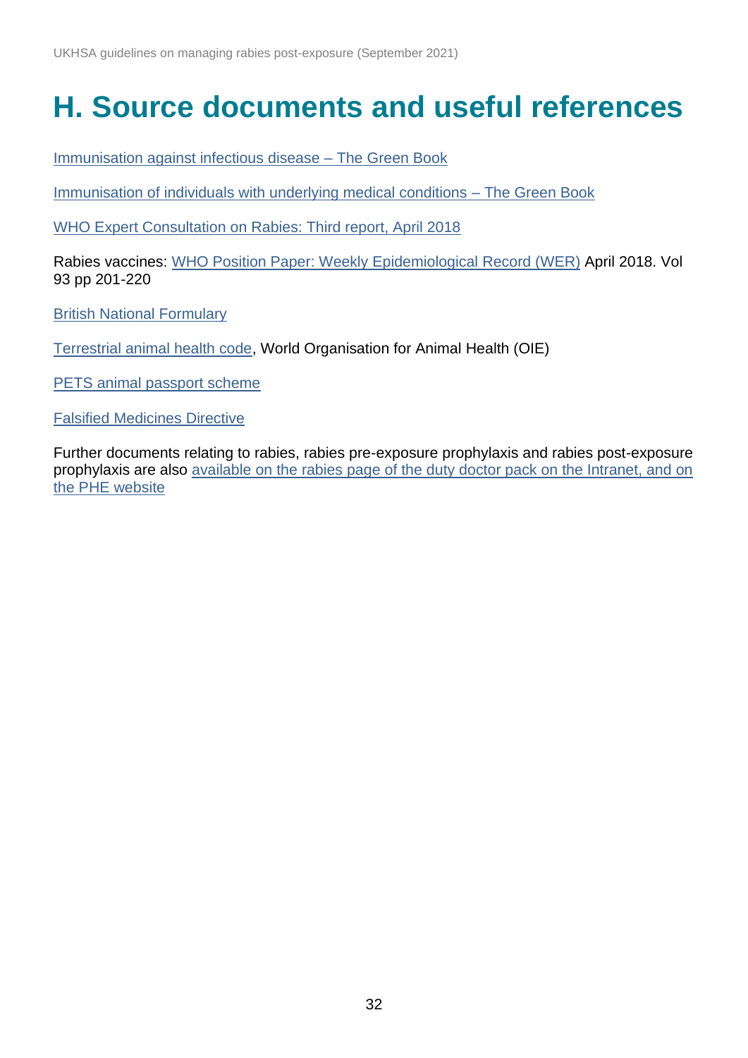# H. Source documents and useful references

Immunisation against infectious disease – The Green Book

Immunisation of individuals with underlying medical conditions – The Green Book

WHO Expert Consultation on Rabies: Third report, April 2018

Rabies vaccines: WHO Position Paper: Weekly Epidemiological Record (WER) April 2018. Vol 93 pp 201-220

British National Formulary

Terrestrial animal health code, World Organisation for Animal Health (OIE)

PETS animal passport scheme

Falsified Medicines Directive

Further documents relating to rabies, rabies pre-exposure prophylaxis and rabies post-exposure prophylaxis are also available on the rabies page of the duty doctor pack on the Intranet, and on the PHE website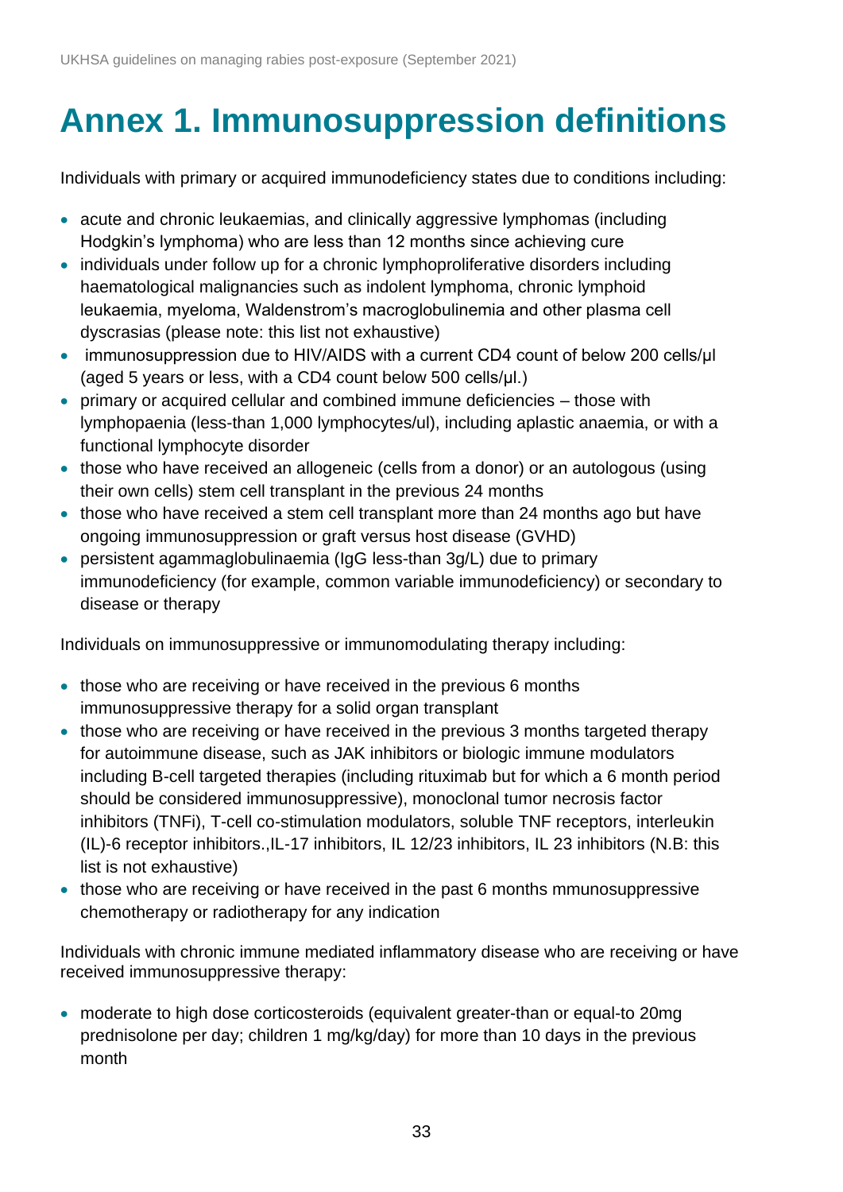# Annex 1. Immunosuppression definitions

Individuals with primary or acquired immunodeficiency states due to conditions including:

- acute and chronic leukaemias, and clinically aggressive lymphomas (including Hodgkin's lymphoma) who are less than 12 months since achieving cure
- individuals under follow up for a chronic lymphoproliferative disorders including haematological malignancies such as indolent lymphoma, chronic lymphoid leukaemia, myeloma, Waldenstrom's macroglobulinemia and other plasma cell dyscrasias (please note: this list not exhaustive)
- immunosuppression due to HIV/AIDS with a current CD4 count of below 200 cells/μl (aged 5 years or less, with a CD4 count below 500 cells/μl.)
- primary or acquired cellular and combined immune deficiencies – those with lymphopaenia (less-than 1,000 lymphocytes/ul), including aplastic anaemia, or with a functional lymphocyte disorder
- those who have received an allogeneic (cells from a donor) or an autologous (using their own cells) stem cell transplant in the previous 24 months
- those who have received a stem cell transplant more than 24 months ago but have ongoing immunosuppression or graft versus host disease (GVHD)
- persistent agammaglobulinaemia (IgG less-than 3g/L) due to primary immunodeficiency (for example, common variable immunodeficiency) or secondary to disease or therapy

Individuals on immunosuppressive or immunomodulating therapy including:

- those who are receiving or have received in the previous 6 months immunosuppressive therapy for a solid organ transplant
- those who are receiving or have received in the previous 3 months targeted therapy for autoimmune disease, such as JAK inhibitors or biologic immune modulators including B-cell targeted therapies (including rituximab but for which a 6 month period should be considered immunosuppressive), monoclonal tumor necrosis factor inhibitors (TNFi), T-cell co-stimulation modulators, soluble TNF receptors, interleukin (IL)-6 receptor inhibitors.,IL-17 inhibitors, IL 12/23 inhibitors, IL 23 inhibitors (N.B: this list is not exhaustive)
- those who are receiving or have received in the past 6 months mmunosuppressive chemotherapy or radiotherapy for any indication

Individuals with chronic immune mediated inflammatory disease who are receiving or have received immunosuppressive therapy:

- moderate to high dose corticosteroids (equivalent greater-than or equal-to 20mg prednisolone per day; children 1 mg/kg/day) for more than 10 days in the previous month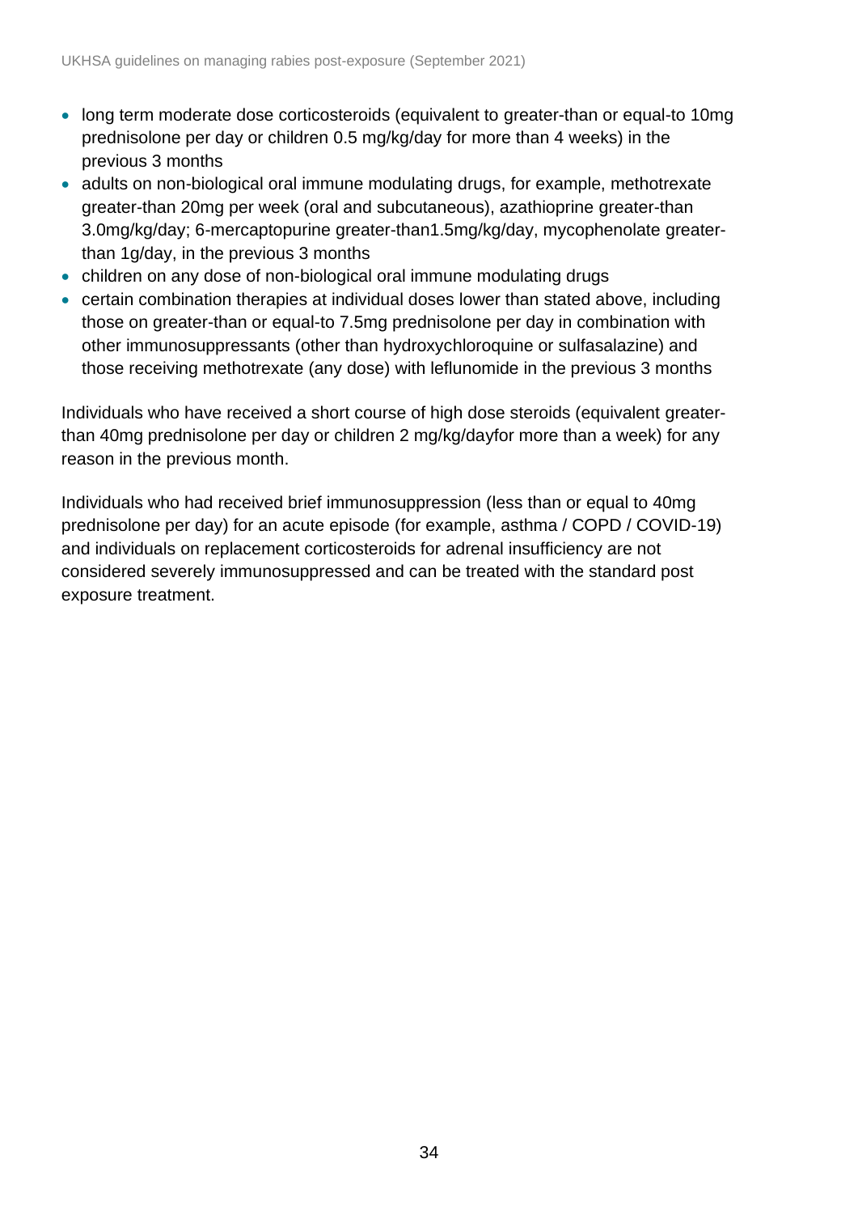- long term moderate dose corticosteroids (equivalent to greater-than or equal-to 10mg prednisolone per day or children 0.5 mg/kg/day for more than 4 weeks) in the previous 3 months
- adults on non-biological oral immune modulating drugs, for example, methotrexate greater-than 20mg per week (oral and subcutaneous), azathioprine greater-than 3.0mg/kg/day; 6-mercaptopurine greater-than1.5mg/kg/day, mycophenolate greater-than 1g/day, in the previous 3 months
- children on any dose of non-biological oral immune modulating drugs
- certain combination therapies at individual doses lower than stated above, including those on greater-than or equal-to 7.5mg prednisolone per day in combination with other immunosuppressants (other than hydroxychloroquine or sulfasalazine) and those receiving methotrexate (any dose) with leflunomide in the previous 3 months

Individuals who have received a short course of high dose steroids (equivalent greater-than 40mg prednisolone per day or children 2 mg/kg/dayfor more than a week) for any reason in the previous month.

Individuals who had received brief immunosuppression (less than or equal to 40mg prednisolone per day) for an acute episode (for example, asthma / COPD / COVID-19) and individuals on replacement corticosteroids for adrenal insufficiency are not considered severely immunosuppressed and can be treated with the standard post exposure treatment.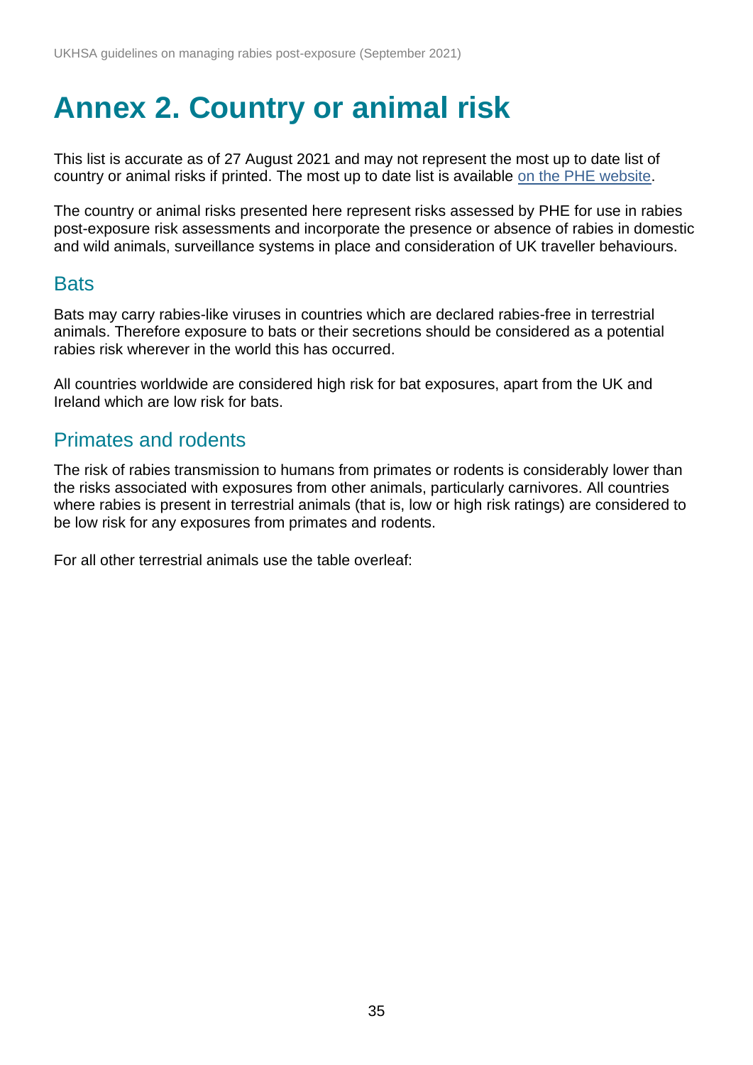# Annex 2. Country or animal risk

This list is accurate as of 27 August 2021 and may not represent the most up to date list of country or animal risks if printed. The most up to date list is available on the PHE website.

The country or animal risks presented here represent risks assessed by PHE for use in rabies post-exposure risk assessments and incorporate the presence or absence of rabies in domestic and wild animals, surveillance systems in place and consideration of UK traveller behaviours.

## Bats

Bats may carry rabies-like viruses in countries which are declared rabies-free in terrestrial animals. Therefore exposure to bats or their secretions should be considered as a potential rabies risk wherever in the world this has occurred.

All countries worldwide are considered high risk for bat exposures, apart from the UK and Ireland which are low risk for bats.

## Primates and rodents

The risk of rabies transmission to humans from primates or rodents is considerably lower than the risks associated with exposures from other animals, particularly carnivores. All countries where rabies is present in terrestrial animals (that is, low or high risk ratings) are considered to be low risk for any exposures from primates and rodents.

For all other terrestrial animals use the table overleaf: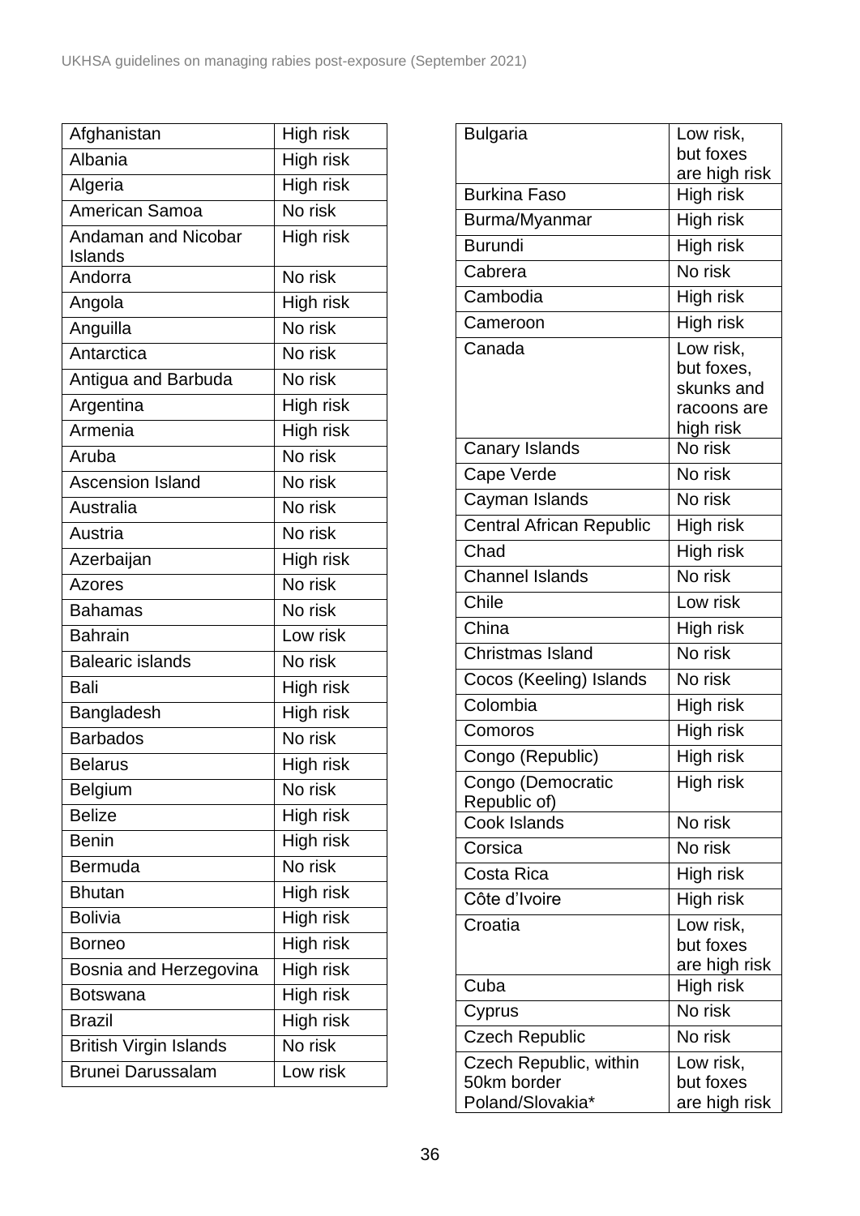| | |
|---|---|
| Afghanistan | High risk |
| Albania | High risk |
| Algeria | High risk |
| American Samoa | No risk |
| Andaman and Nicobar Islands | High risk |
| Andorra | No risk |
| Angola | High risk |
| Anguilla | No risk |
| Antarctica | No risk |
| Antigua and Barbuda | No risk |
| Argentina | High risk |
| Armenia | High risk |
| Aruba | No risk |
| Ascension Island | No risk |
| Australia | No risk |
| Austria | No risk |
| Azerbaijan | High risk |
| Azores | No risk |
| Bahamas | No risk |
| Bahrain | Low risk |
| Balearic islands | No risk |
| Bali | High risk |
| Bangladesh | High risk |
| Barbados | No risk |
| Belarus | High risk |
| Belgium | No risk |
| Belize | High risk |
| Benin | High risk |
| Bermuda | No risk |
| Bhutan | High risk |
| Bolivia | High risk |
| Borneo | High risk |
| Bosnia and Herzegovina | High risk |
| Botswana | High risk |
| Brazil | High risk |
| British Virgin Islands | No risk |
| Brunei Darussalam | Low risk |
| Bulgaria | Low risk, but foxes are high risk |
| Burkina Faso | High risk |
| Burma/Myanmar | High risk |
| Burundi | High risk |
| Cabrera | No risk |
| Cambodia | High risk |
| Cameroon | High risk |
| Canada | Low risk, but foxes, skunks and racoons are high risk |
| Canary Islands | No risk |
| Cape Verde | No risk |
| Cayman Islands | No risk |
| Central African Republic | High risk |
| Chad | High risk |
| Channel Islands | No risk |
| Chile | Low risk |
| China | High risk |
| Christmas Island | No risk |
| Cocos (Keeling) Islands | No risk |
| Colombia | High risk |
| Comoros | High risk |
| Congo (Republic) | High risk |
| Congo (Democratic Republic of) | High risk |
| Cook Islands | No risk |
| Corsica | No risk |
| Costa Rica | High risk |
| Côte d'Ivoire | High risk |
| Croatia | Low risk, but foxes are high risk |
| Cuba | High risk |
| Cyprus | No risk |
| Czech Republic | No risk |
| Czech Republic, within 50km border Poland/Slovakia* | Low risk, but foxes are high risk |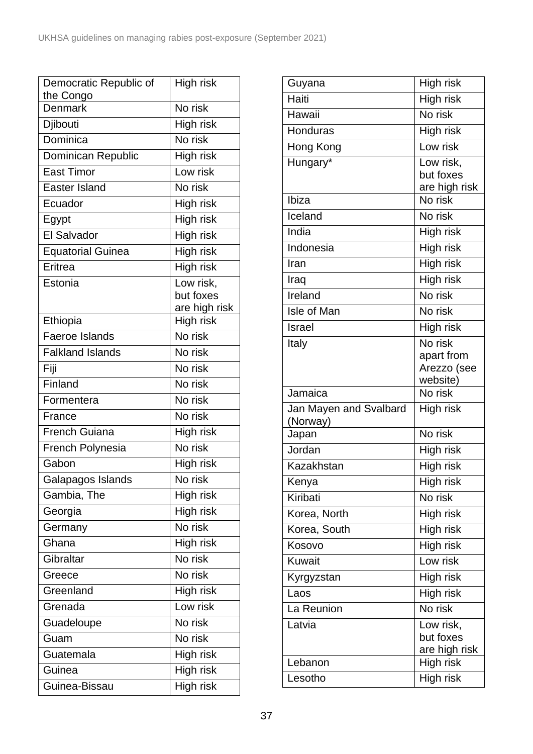| | |
|---|---|
| Democratic Republic of the Congo | High risk |
| Denmark | No risk |
| Djibouti | High risk |
| Dominica | No risk |
| Dominican Republic | High risk |
| East Timor | Low risk |
| Easter Island | No risk |
| Ecuador | High risk |
| Egypt | High risk |
| El Salvador | High risk |
| Equatorial Guinea | High risk |
| Eritrea | High risk |
| Estonia | Low risk, but foxes are high risk |
| Ethiopia | High risk |
| Faeroe Islands | No risk |
| Falkland Islands | No risk |
| Fiji | No risk |
| Finland | No risk |
| Formentera | No risk |
| France | No risk |
| French Guiana | High risk |
| French Polynesia | No risk |
| Gabon | High risk |
| Galapagos Islands | No risk |
| Gambia, The | High risk |
| Georgia | High risk |
| Germany | No risk |
| Ghana | High risk |
| Gibraltar | No risk |
| Greece | No risk |
| Greenland | High risk |
| Grenada | Low risk |
| Guadeloupe | No risk |
| Guam | No risk |
| Guatemala | High risk |
| Guinea | High risk |
| Guinea-Bissau | High risk |
| Guyana | High risk |
| Haiti | High risk |
| Hawaii | No risk |
| Honduras | High risk |
| Hong Kong | Low risk |
| Hungary* | Low risk, but foxes are high risk |
| Ibiza | No risk |
| Iceland | No risk |
| India | High risk |
| Indonesia | High risk |
| Iran | High risk |
| Iraq | High risk |
| Ireland | No risk |
| Isle of Man | No risk |
| Israel | High risk |
| Italy | No risk apart from Arezzo (see website) |
| Jamaica | No risk |
| Jan Mayen and Svalbard (Norway) | High risk |
| Japan | No risk |
| Jordan | High risk |
| Kazakhstan | High risk |
| Kenya | High risk |
| Kiribati | No risk |
| Korea, North | High risk |
| Korea, South | High risk |
| Kosovo | High risk |
| Kuwait | Low risk |
| Kyrgyzstan | High risk |
| Laos | High risk |
| La Reunion | No risk |
| Latvia | Low risk, but foxes are high risk |
| Lebanon | High risk |
| Lesotho | High risk |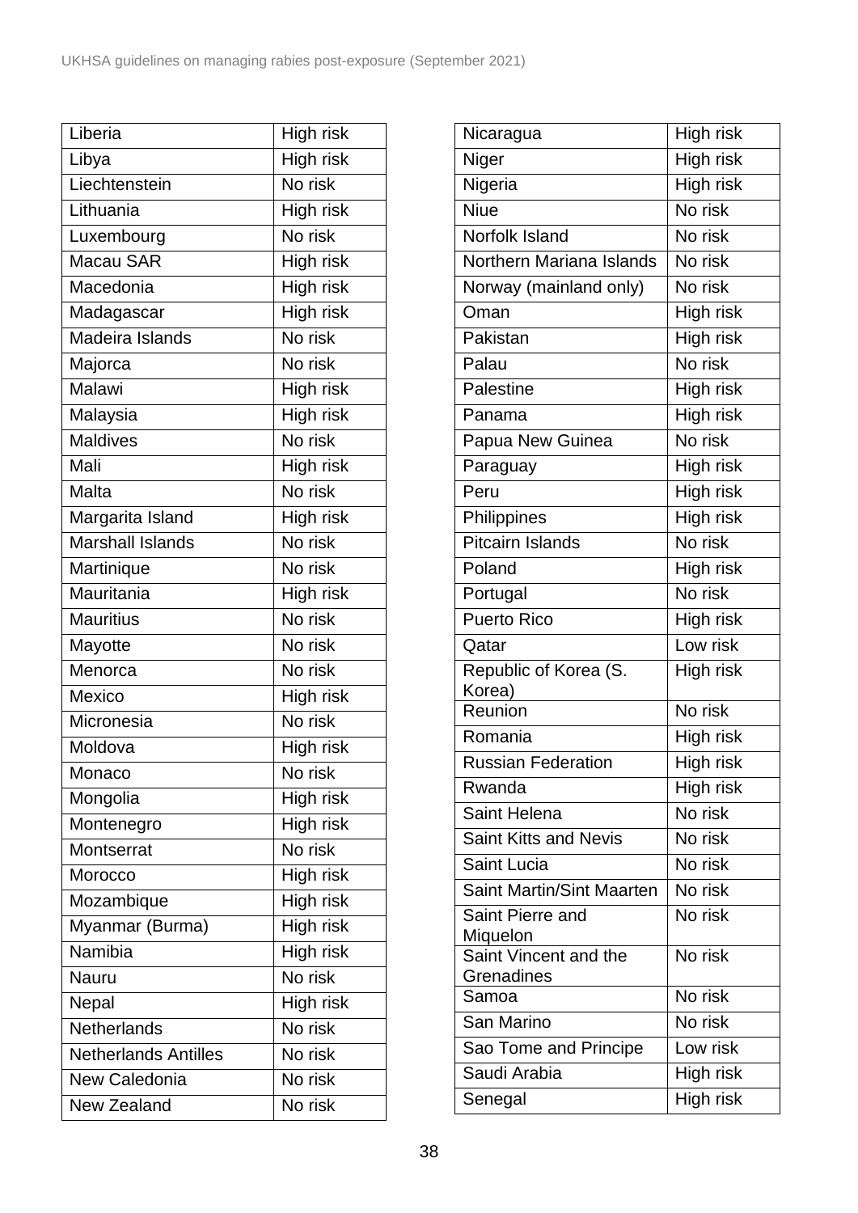| Liberia | High risk |
|---|---|
| Libya | High risk |
| Liechtenstein | No risk |
| Lithuania | High risk |
| Luxembourg | No risk |
| Macau SAR | High risk |
| Macedonia | High risk |
| Madagascar | High risk |
| Madeira Islands | No risk |
| Majorca | No risk |
| Malawi | High risk |
| Malaysia | High risk |
| Maldives | No risk |
| Mali | High risk |
| Malta | No risk |
| Margarita Island | High risk |
| Marshall Islands | No risk |
| Martinique | No risk |
| Mauritania | High risk |
| Mauritius | No risk |
| Mayotte | No risk |
| Menorca | No risk |
| Mexico | High risk |
| Micronesia | No risk |
| Moldova | High risk |
| Monaco | No risk |
| Mongolia | High risk |
| Montenegro | High risk |
| Montserrat | No risk |
| Morocco | High risk |
| Mozambique | High risk |
| Myanmar (Burma) | High risk |
| Namibia | High risk |
| Nauru | No risk |
| Nepal | High risk |
| Netherlands | No risk |
| Netherlands Antilles | No risk |
| New Caledonia | No risk |
| New Zealand | No risk |
| Nicaragua | High risk |
| Niger | High risk |
| Nigeria | High risk |
| Niue | No risk |
| Norfolk Island | No risk |
| Northern Mariana Islands | No risk |
| Norway (mainland only) | No risk |
| Oman | High risk |
| Pakistan | High risk |
| Palau | No risk |
| Palestine | High risk |
| Panama | High risk |
| Papua New Guinea | No risk |
| Paraguay | High risk |
| Peru | High risk |
| Philippines | High risk |
| Pitcairn Islands | No risk |
| Poland | High risk |
| Portugal | No risk |
| Puerto Rico | High risk |
| Qatar | Low risk |
| Republic of Korea (S. Korea) | High risk |
| Reunion | No risk |
| Romania | High risk |
| Russian Federation | High risk |
| Rwanda | High risk |
| Saint Helena | No risk |
| Saint Kitts and Nevis | No risk |
| Saint Lucia | No risk |
| Saint Martin/Sint Maarten | No risk |
| Saint Pierre and Miquelon | No risk |
| Saint Vincent and the Grenadines | No risk |
| Samoa | No risk |
| San Marino | No risk |
| Sao Tome and Principe | Low risk |
| Saudi Arabia | High risk |
| Senegal | High risk |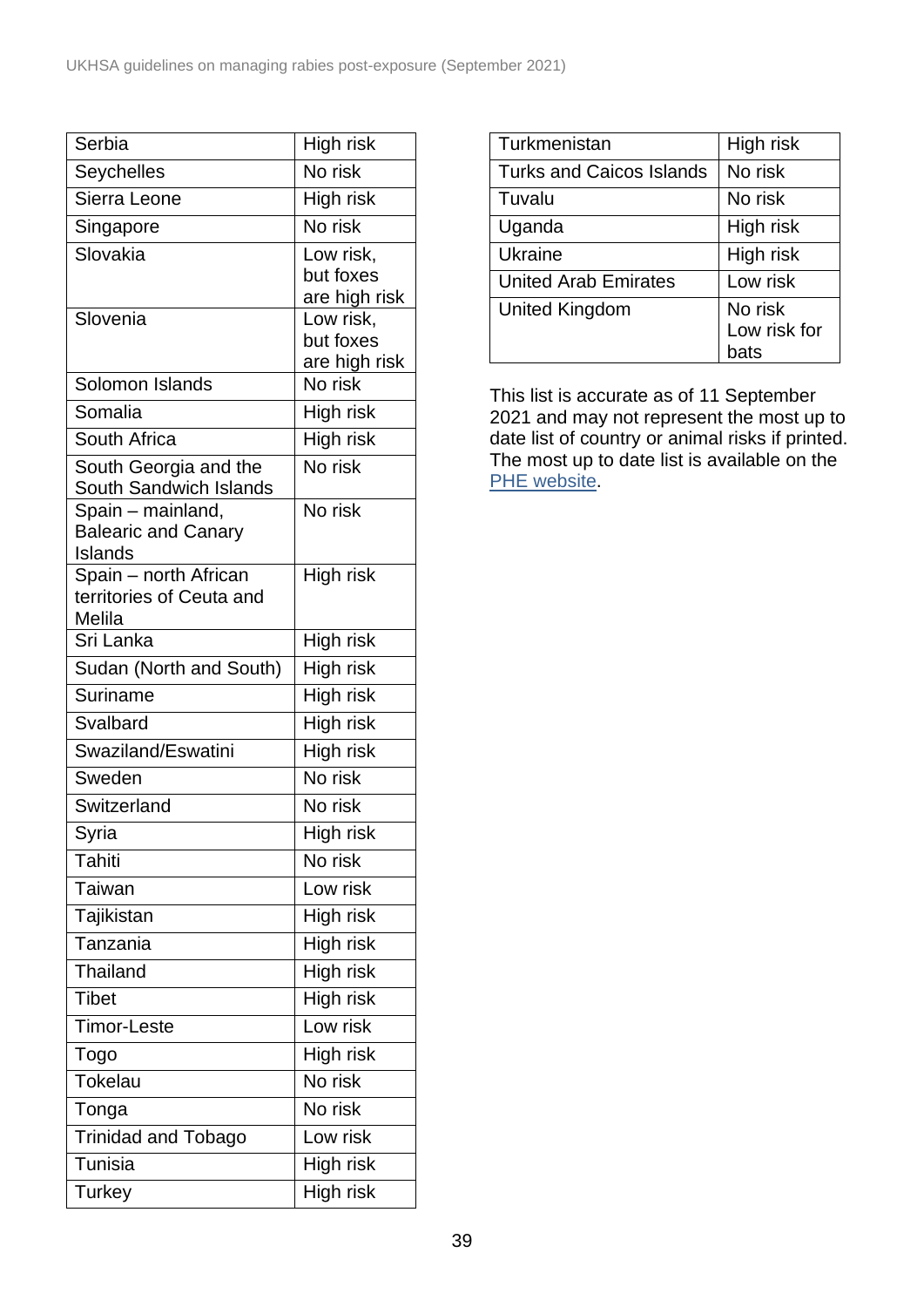| Serbia | High risk |
|---|---|
| Seychelles | No risk |
| Sierra Leone | High risk |
| Singapore | No risk |
| Slovakia | Low risk, but foxes are high risk |
| Slovenia | Low risk, but foxes are high risk |
| Solomon Islands | No risk |
| Somalia | High risk |
| South Africa | High risk |
| South Georgia and the South Sandwich Islands | No risk |
| Spain – mainland, Balearic and Canary Islands | No risk |
| Spain – north African territories of Ceuta and Melila | High risk |
| Sri Lanka | High risk |
| Sudan (North and South) | High risk |
| Suriname | High risk |
| Svalbard | High risk |
| Swaziland/Eswatini | High risk |
| Sweden | No risk |
| Switzerland | No risk |
| Syria | High risk |
| Tahiti | No risk |
| Taiwan | Low risk |
| Tajikistan | High risk |
| Tanzania | High risk |
| Thailand | High risk |
| Tibet | High risk |
| Timor-Leste | Low risk |
| Togo | High risk |
| Tokelau | No risk |
| Tonga | No risk |
| Trinidad and Tobago | Low risk |
| Tunisia | High risk |
| Turkey | High risk |
| Turkmenistan | High risk |
| Turks and Caicos Islands | No risk |
| Tuvalu | No risk |
| Uganda | High risk |
| Ukraine | High risk |
| United Arab Emirates | Low risk |
| United Kingdom | No risk Low risk for bats |

This list is accurate as of 11 September 2021 and may not represent the most up to date list of country or animal risks if printed. The most up to date list is available on the PHE website.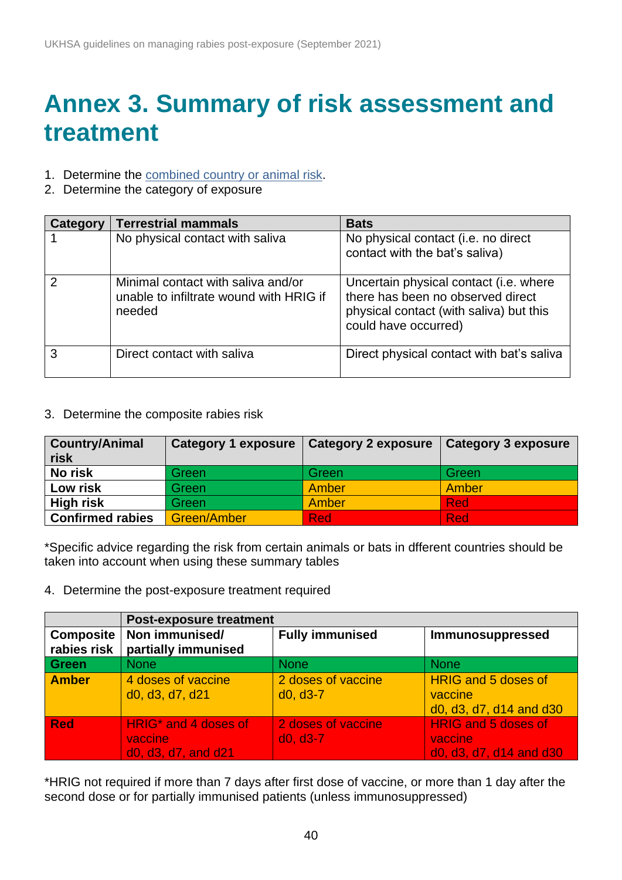// Annex 3. Summary of risk assessment and treatment

1. Determine the combined country or animal risk.
2. Determine the category of exposure

| Category | Terrestrial mammals | Bats |
|---|---|---|
| 1 | No physical contact with saliva | No physical contact (i.e. no direct contact with the bat's saliva) |
| 2 | Minimal contact with saliva and/or unable to infiltrate wound with HRIG if needed | Uncertain physical contact (i.e. where there has been no observed direct physical contact (with saliva) but this could have occurred) |
| 3 | Direct contact with saliva | Direct physical contact with bat's saliva |

3. Determine the composite rabies risk

| Country/Animal risk | Category 1 exposure | Category 2 exposure | Category 3 exposure |
|---|---|---|---|
| **No risk** | Green | Green | Green |
| **Low risk** | Green | Amber | Amber |
| **High risk** | Green | Amber | Red |
| **Confirmed rabies** | Green/Amber | Red | Red |

*Specific advice regarding the risk from certain animals or bats in dfferent countries should be taken into account when using these summary tables

4. Determine the post-exposure treatment required

| | Post-exposure treatment | | |
|---|---|---|---|
| **Composite rabies risk** | **Non immunised/ partially immunised** | **Fully immunised** | **Immunosuppressed** |
| **Green** | None | None | None |
| **Amber** | 4 doses of vaccine d0, d3, d7, d21 | 2 doses of vaccine d0, d3-7 | HRIG and 5 doses of vaccine d0, d3, d7, d14 and d30 |
| **Red** | HRIG* and 4 doses of vaccine d0, d3, d7, and d21 | 2 doses of vaccine d0, d3-7 | HRIG and 5 doses of vaccine d0, d3, d7, d14 and d30 |

*HRIG not required if more than 7 days after first dose of vaccine, or more than 1 day after the second dose or for partially immunised patients (unless immunosuppressed)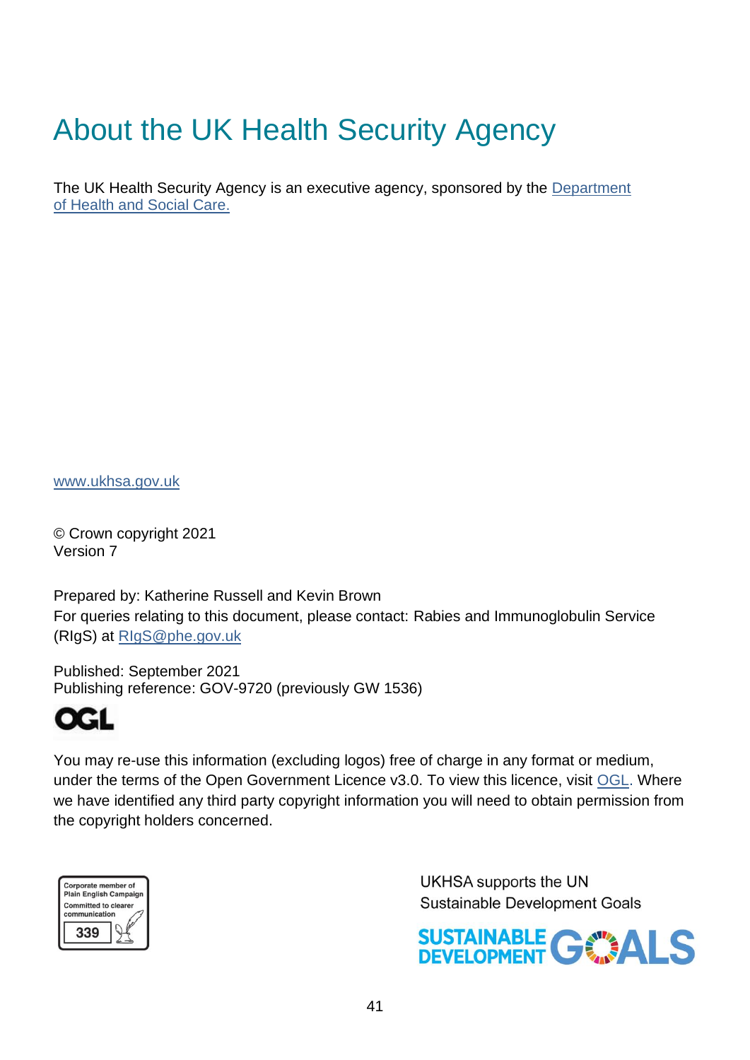# About the UK Health Security Agency

The UK Health Security Agency is an executive agency, sponsored by the Department of Health and Social Care.

www.ukhsa.gov.uk

© Crown copyright 2021
Version 7

Prepared by: Katherine Russell and Kevin Brown
For queries relating to this document, please contact: Rabies and Immunoglobulin Service (RIgS) at RIgS@phe.gov.uk

Published: September 2021
Publishing reference: GOV-9720 (previously GW 1536)

OGL

You may re-use this information (excluding logos) free of charge in any format or medium, under the terms of the Open Government Licence v3.0. To view this licence, visit OGL. Where we have identified any third party copyright information you will need to obtain permission from the copyright holders concerned.

Corporate member of Plain English Campaign
Committed to clearer communication
339

UKHSA supports the UN Sustainable Development Goals

SUSTAINABLE DEVELOPMENT GOALS